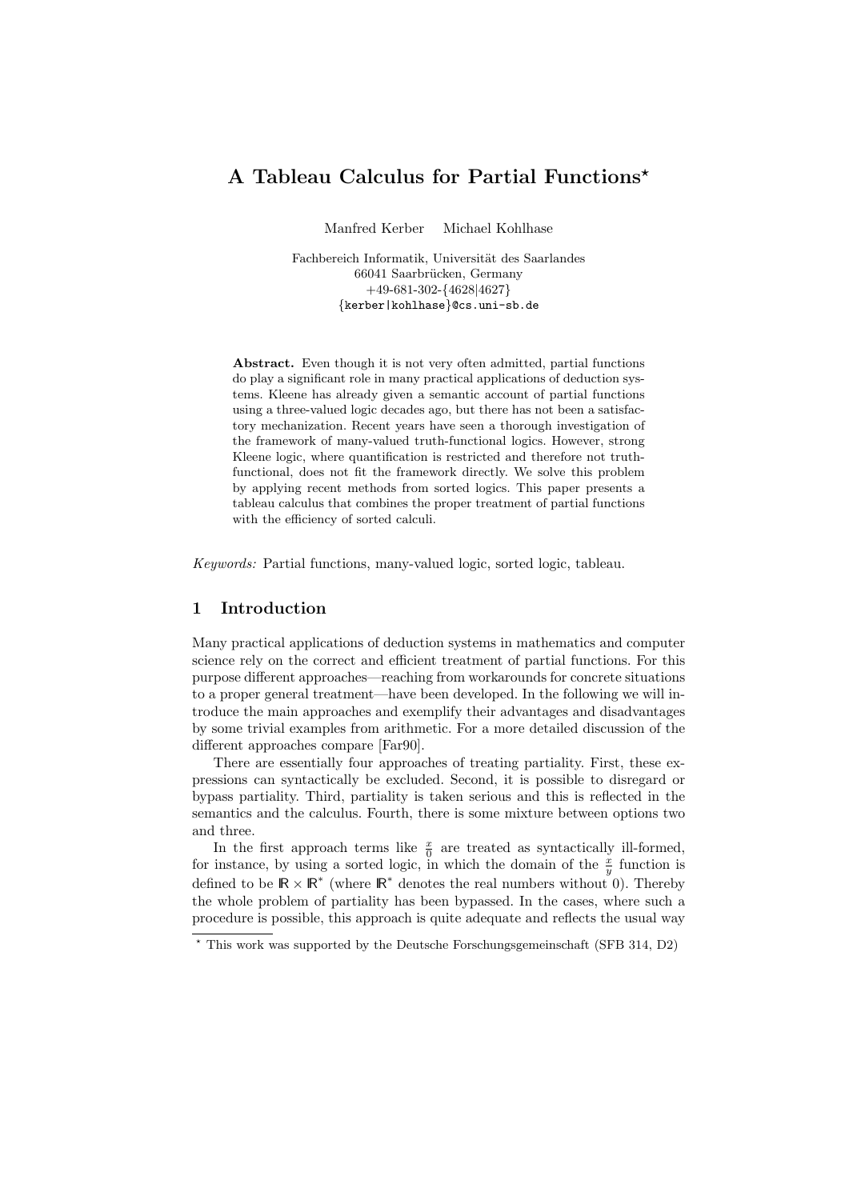# A Tableau Calculus for Partial Functions*

Manfred Kerber    Michael Kohlhase

Fachbereich Informatik, Universität des Saarlandes
66041 Saarbrücken, Germany
+49-681-302-{4628|4627}
{kerber|kohlhase}@cs.uni-sb.de

**Abstract.** Even though it is not very often admitted, partial functions do play a significant role in many practical applications of deduction systems. Kleene has already given a semantic account of partial functions using a three-valued logic decades ago, but there has not been a satisfactory mechanization. Recent years have seen a thorough investigation of the framework of many-valued truth-functional logics. However, strong Kleene logic, where quantification is restricted and therefore not truth-functional, does not fit the framework directly. We solve this problem by applying recent methods from sorted logics. This paper presents a tableau calculus that combines the proper treatment of partial functions with the efficiency of sorted calculi.

*Keywords:* Partial functions, many-valued logic, sorted logic, tableau.

## 1 Introduction

Many practical applications of deduction systems in mathematics and computer science rely on the correct and efficient treatment of partial functions. For this purpose different approaches—reaching from workarounds for concrete situations to a proper general treatment—have been developed. In the following we will introduce the main approaches and exemplify their advantages and disadvantages by some trivial examples from arithmetic. For a more detailed discussion of the different approaches compare [Far90].

There are essentially four approaches of treating partiality. First, these expressions can syntactically be excluded. Second, it is possible to disregard or bypass partiality. Third, partiality is taken serious and this is reflected in the semantics and the calculus. Fourth, there is some mixture between options two and three.

In the first approach terms like $\frac{x}{0}$ are treated as syntactically ill-formed, for instance, by using a sorted logic, in which the domain of the $\frac{x}{y}$ function is defined to be $\mathbb{R} \times \mathbb{R}^*$ (where $\mathbb{R}^*$ denotes the real numbers without 0). Thereby the whole problem of partiality has been bypassed. In the cases, where such a procedure is possible, this approach is quite adequate and reflects the usual way

* This work was supported by the Deutsche Forschungsgemeinschaft (SFB 314, D2)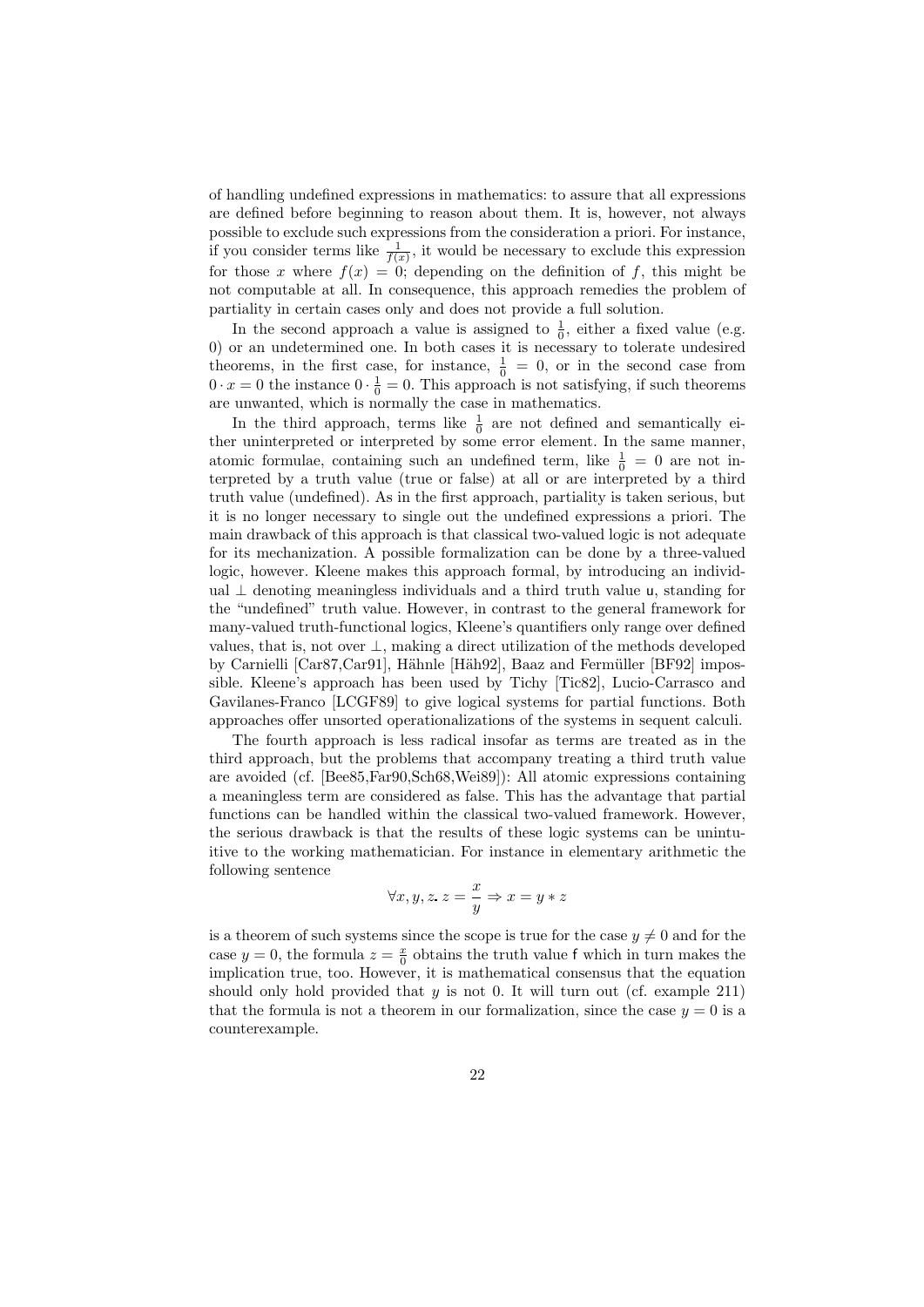of handling undefined expressions in mathematics: to assure that all expressions are defined before beginning to reason about them. It is, however, not always possible to exclude such expressions from the consideration a priori. For instance, if you consider terms like $\frac{1}{f(x)}$, it would be necessary to exclude this expression for those $x$ where $f(x) = 0$; depending on the definition of $f$, this might be not computable at all. In consequence, this approach remedies the problem of partiality in certain cases only and does not provide a full solution.

In the second approach a value is assigned to $\frac{1}{0}$, either a fixed value (e.g. 0) or an undetermined one. In both cases it is necessary to tolerate undesired theorems, in the first case, for instance, $\frac{1}{0} = 0$, or in the second case from $0 \cdot x = 0$ the instance $0 \cdot \frac{1}{0} = 0$. This approach is not satisfying, if such theorems are unwanted, which is normally the case in mathematics.

In the third approach, terms like $\frac{1}{0}$ are not defined and semantically either uninterpreted or interpreted by some error element. In the same manner, atomic formulae, containing such an undefined term, like $\frac{1}{0} = 0$ are not interpreted by a truth value (true or false) at all or are interpreted by a third truth value (undefined). As in the first approach, partiality is taken serious, but it is no longer necessary to single out the undefined expressions a priori. The main drawback of this approach is that classical two-valued logic is not adequate for its mechanization. A possible formalization can be done by a three-valued logic, however. Kleene makes this approach formal, by introducing an individual $\perp$ denoting meaningless individuals and a third truth value $\mathsf{u}$, standing for the "undefined" truth value. However, in contrast to the general framework for many-valued truth-functional logics, Kleene's quantifiers only range over defined values, that is, not over $\perp$, making a direct utilization of the methods developed by Carnielli [Car87,Car91], Hähnle [Häh92], Baaz and Fermüller [BF92] impossible. Kleene's approach has been used by Tichy [Tic82], Lucio-Carrasco and Gavilanes-Franco [LCGF89] to give logical systems for partial functions. Both approaches offer unsorted operationalizations of the systems in sequent calculi.

The fourth approach is less radical insofar as terms are treated as in the third approach, but the problems that accompany treating a third truth value are avoided (cf. [Bee85,Far90,Sch68,Wei89]): All atomic expressions containing a meaningless term are considered as false. This has the advantage that partial functions can be handled within the classical two-valued framework. However, the serious drawback is that the results of these logic systems can be unintuitive to the working mathematician. For instance in elementary arithmetic the following sentence

$$\forall x, y, z.\, z = \frac{x}{y} \Rightarrow x = y * z$$

is a theorem of such systems since the scope is true for the case $y \neq 0$ and for the case $y = 0$, the formula $z = \frac{x}{0}$ obtains the truth value $\mathsf{f}$ which in turn makes the implication true, too. However, it is mathematical consensus that the equation should only hold provided that $y$ is not 0. It will turn out (cf. example 211) that the formula is not a theorem in our formalization, since the case $y = 0$ is a counterexample.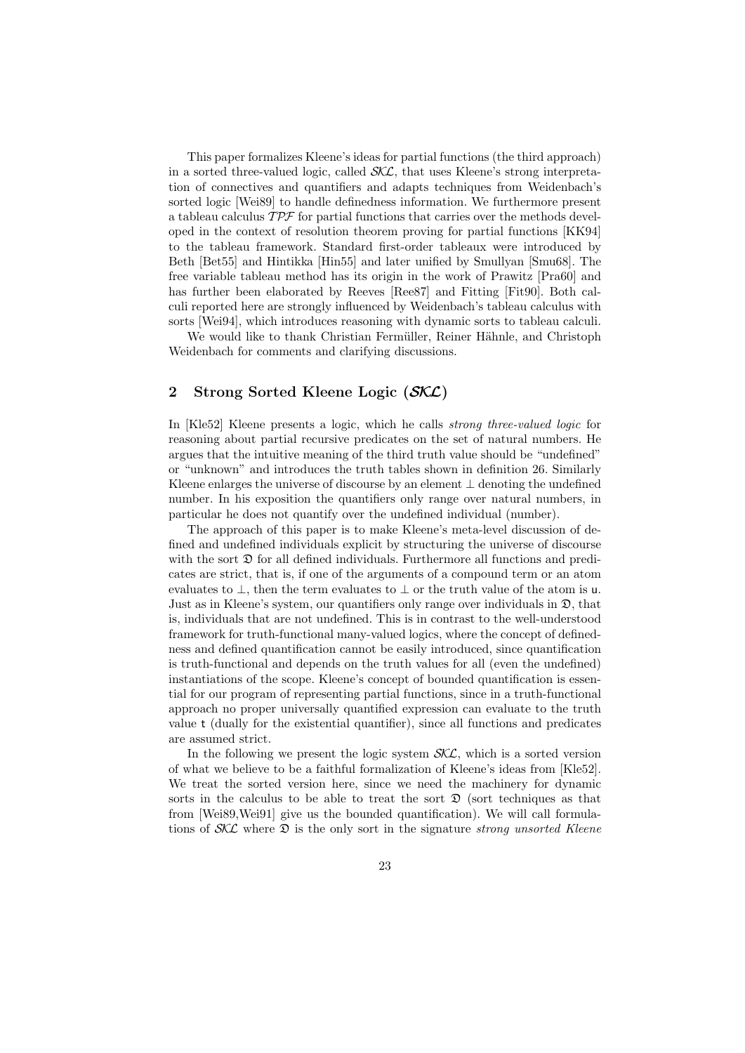This paper formalizes Kleene's ideas for partial functions (the third approach) in a sorted three-valued logic, called $\mathcal{SKL}$, that uses Kleene's strong interpretation of connectives and quantifiers and adapts techniques from Weidenbach's sorted logic [Wei89] to handle definedness information. We furthermore present a tableau calculus $\mathcal{TPF}$ for partial functions that carries over the methods developed in the context of resolution theorem proving for partial functions [KK94] to the tableau framework. Standard first-order tableaux were introduced by Beth [Bet55] and Hintikka [Hin55] and later unified by Smullyan [Smu68]. The free variable tableau method has its origin in the work of Prawitz [Pra60] and has further been elaborated by Reeves [Ree87] and Fitting [Fit90]. Both calculi reported here are strongly influenced by Weidenbach's tableau calculus with sorts [Wei94], which introduces reasoning with dynamic sorts to tableau calculi.

We would like to thank Christian Fermüller, Reiner Hähnle, and Christoph Weidenbach for comments and clarifying discussions.

## 2 Strong Sorted Kleene Logic ($\mathcal{SKL}$)

In [Kle52] Kleene presents a logic, which he calls *strong three-valued logic* for reasoning about partial recursive predicates on the set of natural numbers. He argues that the intuitive meaning of the third truth value should be "undefined" or "unknown" and introduces the truth tables shown in definition 26. Similarly Kleene enlarges the universe of discourse by an element $\perp$ denoting the undefined number. In his exposition the quantifiers only range over natural numbers, in particular he does not quantify over the undefined individual (number).

The approach of this paper is to make Kleene's meta-level discussion of defined and undefined individuals explicit by structuring the universe of discourse with the sort $\mathfrak{D}$ for all defined individuals. Furthermore all functions and predicates are strict, that is, if one of the arguments of a compound term or an atom evaluates to $\perp$, then the term evaluates to $\perp$ or the truth value of the atom is $\mathsf{u}$. Just as in Kleene's system, our quantifiers only range over individuals in $\mathfrak{D}$, that is, individuals that are not undefined. This is in contrast to the well-understood framework for truth-functional many-valued logics, where the concept of definedness and defined quantification cannot be easily introduced, since quantification is truth-functional and depends on the truth values for all (even the undefined) instantiations of the scope. Kleene's concept of bounded quantification is essential for our program of representing partial functions, since in a truth-functional approach no proper universally quantified expression can evaluate to the truth value $\mathsf{t}$ (dually for the existential quantifier), since all functions and predicates are assumed strict.

In the following we present the logic system $\mathcal{SKL}$, which is a sorted version of what we believe to be a faithful formalization of Kleene's ideas from [Kle52]. We treat the sorted version here, since we need the machinery for dynamic sorts in the calculus to be able to treat the sort $\mathfrak{D}$ (sort techniques as that from [Wei89,Wei91] give us the bounded quantification). We will call formulations of $\mathcal{SKL}$ where $\mathfrak{D}$ is the only sort in the signature *strong unsorted Kleene*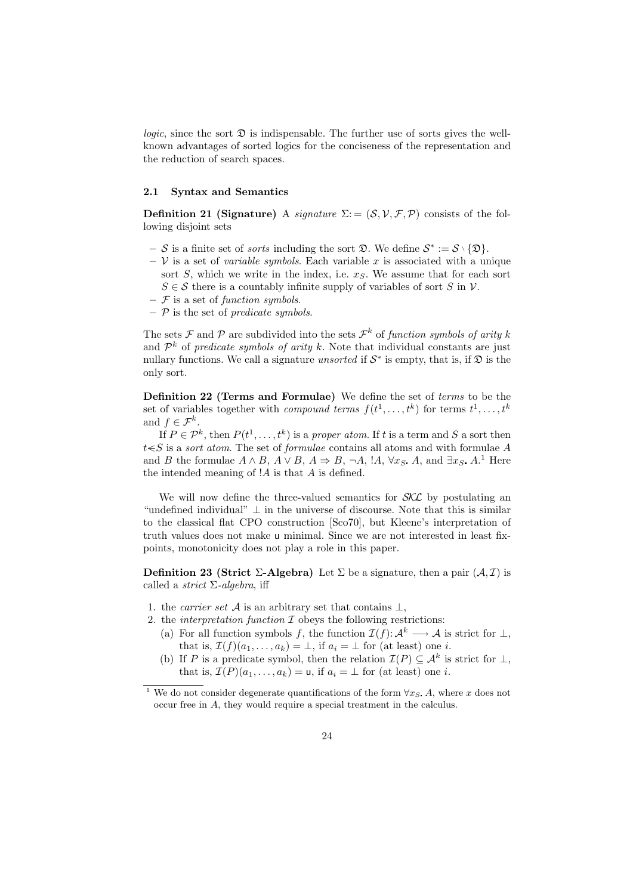*logic*, since the sort $\mathfrak{D}$ is indispensable. The further use of sorts gives the well-known advantages of sorted logics for the conciseness of the representation and the reduction of search spaces.

### 2.1 Syntax and Semantics

**Definition 21 (Signature)** A *signature* $\Sigma := (\mathcal{S}, \mathcal{V}, \mathcal{F}, \mathcal{P})$ consists of the following disjoint sets

- $\mathcal{S}$ is a finite set of *sorts* including the sort $\mathfrak{D}$. We define $\mathcal{S}^* := \mathcal{S} \setminus \{\mathfrak{D}\}$.
- $\mathcal{V}$ is a set of *variable symbols*. Each variable $x$ is associated with a unique sort $S$, which we write in the index, i.e. $x_S$. We assume that for each sort $S \in \mathcal{S}$ there is a countably infinite supply of variables of sort $S$ in $\mathcal{V}$.
- $\mathcal{F}$ is a set of *function symbols*.
- $\mathcal{P}$ is the set of *predicate symbols*.

The sets $\mathcal{F}$ and $\mathcal{P}$ are subdivided into the sets $\mathcal{F}^k$ of *function symbols of arity $k$* and $\mathcal{P}^k$ of *predicate symbols of arity $k$*. Note that individual constants are just nullary functions. We call a signature *unsorted* if $\mathcal{S}^*$ is empty, that is, if $\mathfrak{D}$ is the only sort.

**Definition 22 (Terms and Formulae)** We define the set of *terms* to be the set of variables together with *compound terms* $f(t^1, \ldots, t^k)$ for terms $t^1, \ldots, t^k$ and $f \in \mathcal{F}^k$.

If $P \in \mathcal{P}^k$, then $P(t^1, \ldots, t^k)$ is a *proper atom*. If $t$ is a term and $S$ a sort then $t \lessdot S$ is a *sort atom*. The set of *formulae* contains all atoms and with formulae $A$ and $B$ the formulae $A \wedge B$, $A \vee B$, $A \Rightarrow B$, $\neg A$, $!A$, $\forall x_S.\, A$, and $\exists x_S.\, A$.[1] Here the intended meaning of $!A$ is that $A$ is defined.

We will now define the three-valued semantics for $\mathcal{SKL}$ by postulating an "undefined individual" $\bot$ in the universe of discourse. Note that this is similar to the classical flat CPO construction [Sco70], but Kleene's interpretation of truth values does not make $\mathsf{u}$ minimal. Since we are not interested in least fixpoints, monotonicity does not play a role in this paper.

**Definition 23 (Strict $\Sigma$-Algebra)** Let $\Sigma$ be a signature, then a pair $(\mathcal{A}, \mathcal{I})$ is called a *strict $\Sigma$-algebra*, iff

1. the *carrier set* $\mathcal{A}$ is an arbitrary set that contains $\bot$,
2. the *interpretation function* $\mathcal{I}$ obeys the following restrictions:
   (a) For all function symbols $f$, the function $\mathcal{I}(f)\colon \mathcal{A}^k \longrightarrow \mathcal{A}$ is strict for $\bot$, that is, $\mathcal{I}(f)(a_1, \ldots, a_k) = \bot$, if $a_i = \bot$ for (at least) one $i$.
   (b) If $P$ is a predicate symbol, then the relation $\mathcal{I}(P) \subseteq \mathcal{A}^k$ is strict for $\bot$, that is, $\mathcal{I}(P)(a_1, \ldots, a_k) = \mathsf{u}$, if $a_i = \bot$ for (at least) one $i$.

[1] We do not consider degenerate quantifications of the form $\forall x_S.\, A$, where $x$ does not occur free in $A$, they would require a special treatment in the calculus.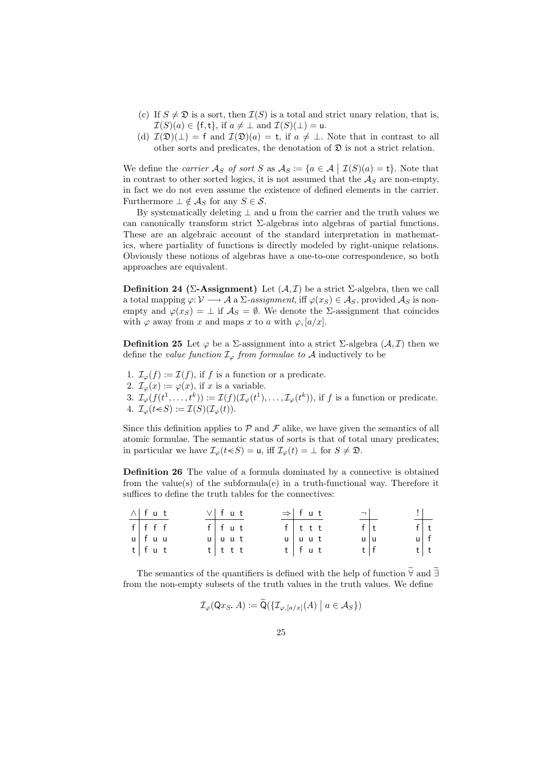(c) If $S \neq \mathfrak{D}$ is a sort, then $\mathcal{I}(S)$ is a total and strict unary relation, that is, $\mathcal{I}(S)(a) \in \{\mathsf{f}, \mathsf{t}\}$, if $a \neq \bot$ and $\mathcal{I}(S)(\bot) = \mathsf{u}$.

(d) $\mathcal{I}(\mathfrak{D})(\bot) = \mathsf{f}$ and $\mathcal{I}(\mathfrak{D})(a) = \mathsf{t}$, if $a \neq \bot$. Note that in contrast to all other sorts and predicates, the denotation of $\mathfrak{D}$ is not a strict relation.

We define the *carrier $\mathcal{A}_S$ of sort $S$* as $\mathcal{A}_S := \{a \in \mathcal{A} \mid \mathcal{I}(S)(a) = \mathsf{t}\}$. Note that in contrast to other sorted logics, it is not assumed that the $\mathcal{A}_S$ are non-empty, in fact we do not even assume the existence of defined elements in the carrier. Furthermore $\bot \notin \mathcal{A}_S$ for any $S \in \mathcal{S}$.

By systematically deleting $\bot$ and $\mathsf{u}$ from the carrier and the truth values we can canonically transform strict $\Sigma$-algebras into algebras of partial functions. These are an algebraic account of the standard interpretation in mathematics, where partiality of functions is directly modeled by right-unique relations. Obviously these notions of algebras have a one-to-one correspondence, so both approaches are equivalent.

**Definition 24 ($\Sigma$-Assignment)** Let $(\mathcal{A}, \mathcal{I})$ be a strict $\Sigma$-algebra, then we call a total mapping $\varphi: \mathcal{V} \longrightarrow \mathcal{A}$ a *$\Sigma$-assignment*, iff $\varphi(x_S) \in \mathcal{A}_S$, provided $\mathcal{A}_S$ is non-empty and $\varphi(x_S) = \bot$ if $\mathcal{A}_S = \emptyset$. We denote the $\Sigma$-assignment that coincides with $\varphi$ away from $x$ and maps $x$ to $a$ with $\varphi, [a/x]$.

**Definition 25** Let $\varphi$ be a $\Sigma$-assignment into a strict $\Sigma$-algebra $(\mathcal{A}, \mathcal{I})$ then we define the *value function $\mathcal{I}_\varphi$ from formulae to $\mathcal{A}$* inductively to be

1. $\mathcal{I}_\varphi(f) := \mathcal{I}(f)$, if $f$ is a function or a predicate.
2. $\mathcal{I}_\varphi(x) := \varphi(x)$, if $x$ is a variable.
3. $\mathcal{I}_\varphi(f(t^1, \ldots, t^k)) := \mathcal{I}(f)(\mathcal{I}_\varphi(t^1), \ldots, \mathcal{I}_\varphi(t^k))$, if $f$ is a function or predicate.
4. $\mathcal{I}_\varphi(t \lessdot S) := \mathcal{I}(S)(\mathcal{I}_\varphi(t))$.

Since this definition applies to $\mathcal{P}$ and $\mathcal{F}$ alike, we have given the semantics of all atomic formulae. The semantic status of sorts is that of total unary predicates; in particular we have $\mathcal{I}_\varphi(t \lessdot S) = \mathsf{u}$, iff $\mathcal{I}_\varphi(t) = \bot$ for $S \neq \mathfrak{D}$.

**Definition 26** The value of a formula dominated by a connective is obtained from the value(s) of the subformula(e) in a truth-functional way. Therefore it suffices to define the truth tables for the connectives:

| $\wedge$ | f | u | t |
|---|---|---|---|
| f | f | f | f |
| u | f | u | u |
| t | f | u | t |

| $\vee$ | f | u | t |
|---|---|---|---|
| f | f | u | t |
| u | u | u | t |
| t | t | t | t |

| $\Rightarrow$ | f | u | t |
|---|---|---|---|
| f | t | t | t |
| u | u | u | t |
| t | f | u | t |

| $\neg$ | |
|---|---|
| f | t |
| u | u |
| t | f |

| ! | |
|---|---|
| f | t |
| u | f |
| t | t |

The semantics of the quantifiers is defined with the help of function $\widetilde{\forall}$ and $\widetilde{\exists}$ from the non-empty subsets of the truth values in the truth values. We define

$$\mathcal{I}_\varphi(\mathsf{Q}x_S.\, A) := \widetilde{\mathsf{Q}}(\{\mathcal{I}_{\varphi,[a/x]}(A) \mid a \in \mathcal{A}_S\})$$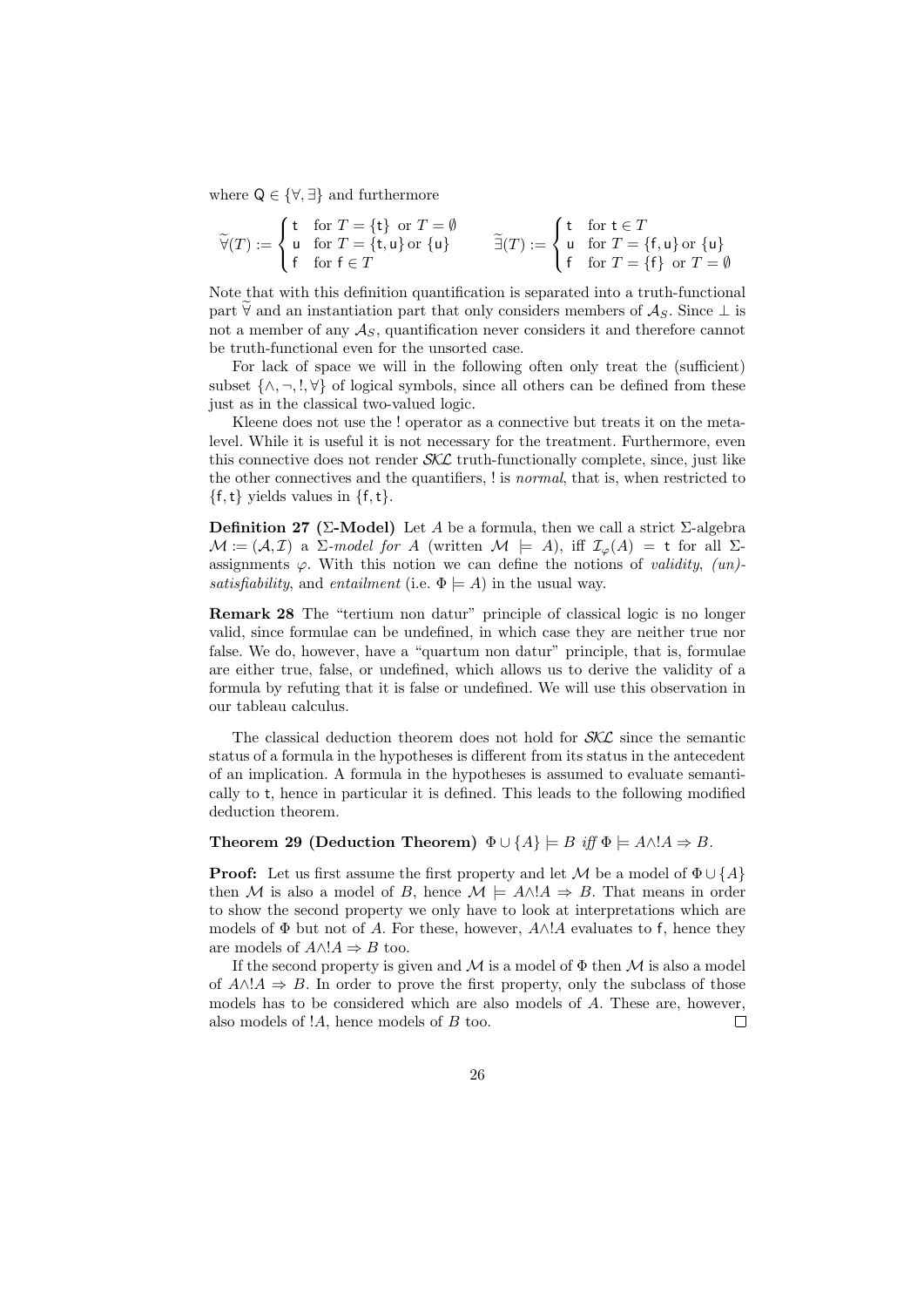where $\mathsf{Q} \in \{\forall, \exists\}$ and furthermore

$$\widetilde{\forall}(T) := \begin{cases} \mathsf{t} & \text{for } T = \{\mathsf{t}\} \text{ or } T = \emptyset \\ \mathsf{u} & \text{for } T = \{\mathsf{t}, \mathsf{u}\} \text{ or } \{\mathsf{u}\} \\ \mathsf{f} & \text{for } \mathsf{f} \in T \end{cases} \qquad \widetilde{\exists}(T) := \begin{cases} \mathsf{t} & \text{for } \mathsf{t} \in T \\ \mathsf{u} & \text{for } T = \{\mathsf{f}, \mathsf{u}\} \text{ or } \{\mathsf{u}\} \\ \mathsf{f} & \text{for } T = \{\mathsf{f}\} \text{ or } T = \emptyset \end{cases}$$

Note that with this definition quantification is separated into a truth-functional part $\widetilde{\forall}$ and an instantiation part that only considers members of $\mathcal{A}_S$. Since $\bot$ is not a member of any $\mathcal{A}_S$, quantification never considers it and therefore cannot be truth-functional even for the unsorted case.

For lack of space we will in the following often only treat the (sufficient) subset $\{\wedge, \neg, !, \forall\}$ of logical symbols, since all others can be defined from these just as in the classical two-valued logic.

Kleene does not use the ! operator as a connective but treats it on the meta-level. While it is useful it is not necessary for the treatment. Furthermore, even this connective does not render $\mathcal{SKL}$ truth-functionally complete, since, just like the other connectives and the quantifiers, ! is *normal*, that is, when restricted to $\{\mathsf{f}, \mathsf{t}\}$ yields values in $\{\mathsf{f}, \mathsf{t}\}$.

**Definition 27 ($\Sigma$-Model)** Let $A$ be a formula, then we call a strict $\Sigma$-algebra $\mathcal{M} := (\mathcal{A}, \mathcal{I})$ a *$\Sigma$-model for $A$* (written $\mathcal{M} \models A$), iff $\mathcal{I}_\varphi(A) = \mathsf{t}$ for all $\Sigma$-assignments $\varphi$. With this notion we can define the notions of *validity*, *(un)-satisfiability*, and *entailment* (i.e. $\Phi \models A$) in the usual way.

**Remark 28** The "tertium non datur" principle of classical logic is no longer valid, since formulae can be undefined, in which case they are neither true nor false. We do, however, have a "quartum non datur" principle, that is, formulae are either true, false, or undefined, which allows us to derive the validity of a formula by refuting that it is false or undefined. We will use this observation in our tableau calculus.

The classical deduction theorem does not hold for $\mathcal{SKL}$ since the semantic status of a formula in the hypotheses is different from its status in the antecedent of an implication. A formula in the hypotheses is assumed to evaluate semantically to $\mathsf{t}$, hence in particular it is defined. This leads to the following modified deduction theorem.

**Theorem 29 (Deduction Theorem)** $\Phi \cup \{A\} \models B$ *iff* $\Phi \models A \wedge !A \Rightarrow B$.

**Proof:** Let us first assume the first property and let $\mathcal{M}$ be a model of $\Phi \cup \{A\}$ then $\mathcal{M}$ is also a model of $B$, hence $\mathcal{M} \models A \wedge !A \Rightarrow B$. That means in order to show the second property we only have to look at interpretations which are models of $\Phi$ but not of $A$. For these, however, $A \wedge !A$ evaluates to $\mathsf{f}$, hence they are models of $A \wedge !A \Rightarrow B$ too.

If the second property is given and $\mathcal{M}$ is a model of $\Phi$ then $\mathcal{M}$ is also a model of $A \wedge !A \Rightarrow B$. In order to prove the first property, only the subclass of those models has to be considered which are also models of $A$. These are, however, also models of $!A$, hence models of $B$ too. $\square$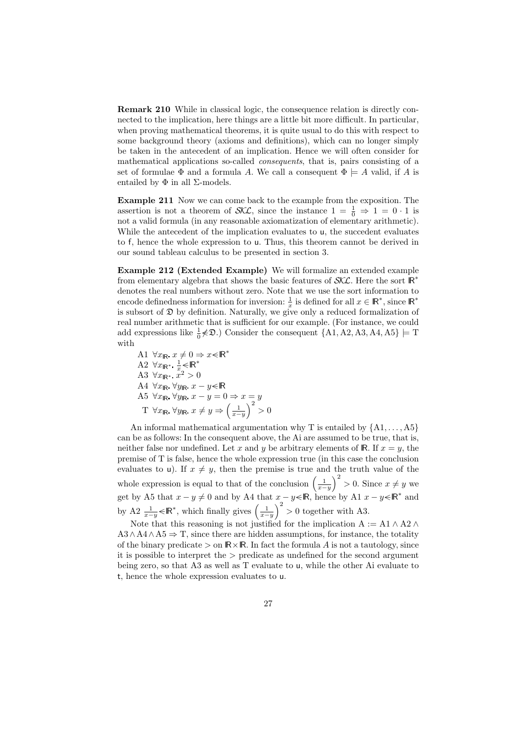**Remark 210** While in classical logic, the consequence relation is directly connected to the implication, here things are a little bit more difficult. In particular, when proving mathematical theorems, it is quite usual to do this with respect to some background theory (axioms and definitions), which can no longer simply be taken in the antecedent of an implication. Hence we will often consider for mathematical applications so-called *consequents*, that is, pairs consisting of a set of formulae $\Phi$ and a formula $A$. We call a consequent $\Phi \models A$ valid, if $A$ is entailed by $\Phi$ in all $\Sigma$-models.

**Example 211** Now we can come back to the example from the exposition. The assertion is not a theorem of $\mathcal{SKL}$, since the instance $1 = \frac{1}{0} \Rightarrow 1 = 0 \cdot 1$ is not a valid formula (in any reasonable axiomatization of elementary arithmetic). While the antecedent of the implication evaluates to $\mathsf{u}$, the succedent evaluates to $\mathsf{f}$, hence the whole expression to $\mathsf{u}$. Thus, this theorem cannot be derived in our sound tableau calculus to be presented in section 3.

**Example 212 (Extended Example)** We will formalize an extended example from elementary algebra that shows the basic features of $\mathcal{SKL}$. Here the sort $\mathbb{R}^*$ denotes the real numbers without zero. Note that we use the sort information to encode definedness information for inversion: $\frac{1}{x}$ is defined for all $x \in \mathbb{R}^*$, since $\mathbb{R}^*$ is subsort of $\mathfrak{D}$ by definition. Naturally, we give only a reduced formalization of real number arithmetic that is sufficient for our example. (For instance, we could add expressions like $\frac{1}{0} \not\lessdot \mathfrak{D}$.) Consider the consequent $\{\mathrm{A1}, \mathrm{A2}, \mathrm{A3}, \mathrm{A4}, \mathrm{A5}\} \models \mathrm{T}$ with

A1 $\forall x_{\mathbb{R}}.\ x \neq 0 \Rightarrow x \lessdot \mathbb{R}^*$
A2 $\forall x_{\mathbb{R}^*}.\ \frac{1}{x} \lessdot \mathbb{R}^*$
A3 $\forall x_{\mathbb{R}^*}.\ x^2 > 0$
A4 $\forall x_{\mathbb{R}}.\ \forall y_{\mathbb{R}}.\ x - y \lessdot \mathbb{R}$
A5 $\forall x_{\mathbb{R}}.\ \forall y_{\mathbb{R}}.\ x - y = 0 \Rightarrow x = y$
T $\forall x_{\mathbb{R}}.\ \forall y_{\mathbb{R}}.\ x \neq y \Rightarrow \left(\frac{1}{x-y}\right)^2 > 0$

An informal mathematical argumentation why T is entailed by $\{\mathrm{A1}, \ldots, \mathrm{A5}\}$ can be as follows: In the consequent above, the Ai are assumed to be true, that is, neither false nor undefined. Let $x$ and $y$ be arbitrary elements of $\mathbb{R}$. If $x = y$, the premise of T is false, hence the whole expression true (in this case the conclusion evaluates to $\mathsf{u}$). If $x \neq y$, then the premise is true and the truth value of the whole expression is equal to that of the conclusion $\left(\frac{1}{x-y}\right)^2 > 0$. Since $x \neq y$ we get by A5 that $x - y \neq 0$ and by A4 that $x - y \lessdot \mathbb{R}$, hence by A1 $x - y \lessdot \mathbb{R}^*$ and by A2 $\frac{1}{x-y} \lessdot \mathbb{R}^*$, which finally gives $\left(\frac{1}{x-y}\right)^2 > 0$ together with A3.

Note that this reasoning is not justified for the implication $\mathrm{A} := \mathrm{A1} \wedge \mathrm{A2} \wedge \mathrm{A3} \wedge \mathrm{A4} \wedge \mathrm{A5} \Rightarrow \mathrm{T}$, since there are hidden assumptions, for instance, the totality of the binary predicate $>$ on $\mathbb{R} \times \mathbb{R}$. In fact the formula $A$ is not a tautology, since it is possible to interpret the $>$ predicate as undefined for the second argument being zero, so that A3 as well as T evaluate to $\mathsf{u}$, while the other Ai evaluate to $\mathsf{t}$, hence the whole expression evaluates to $\mathsf{u}$.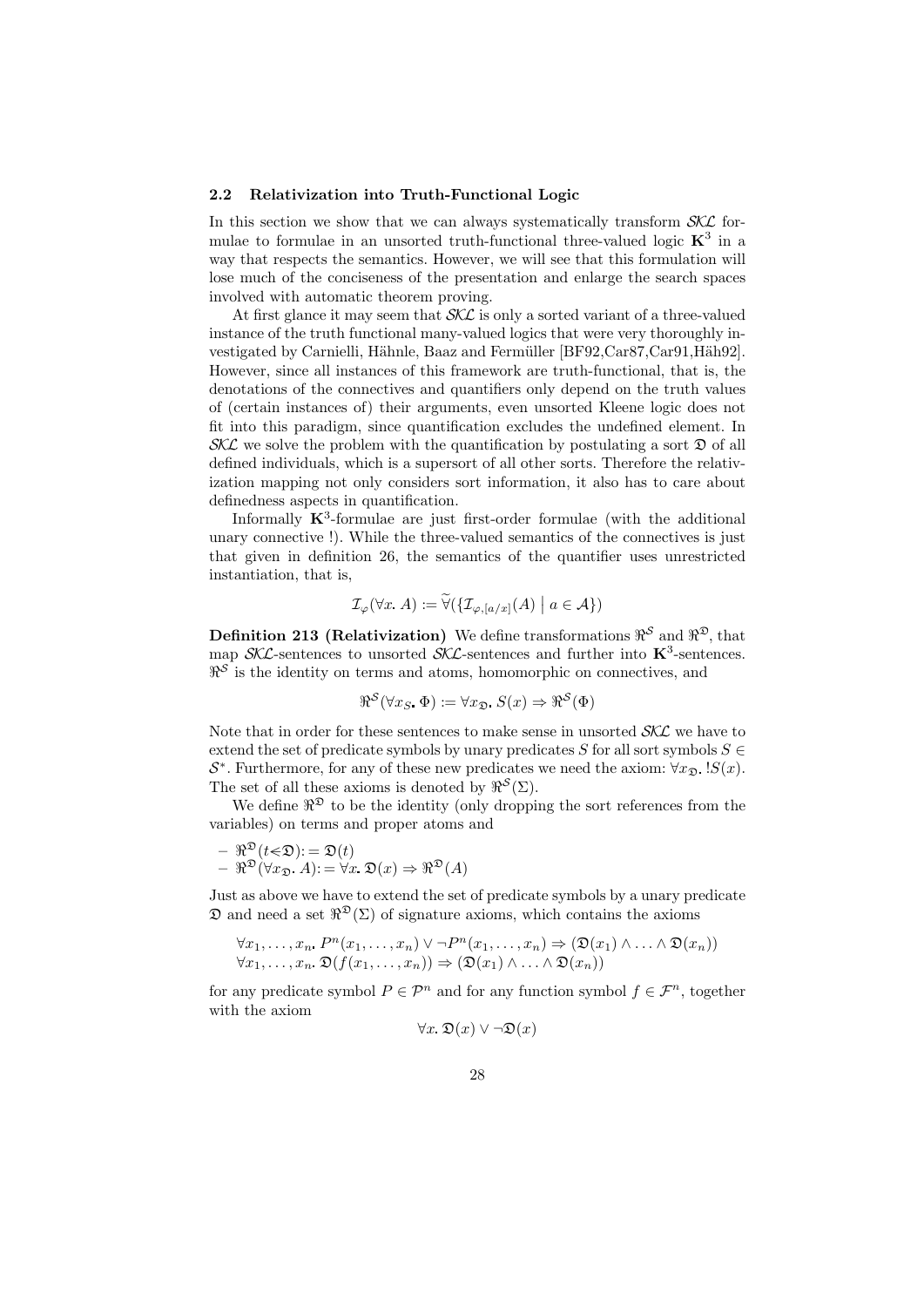### 2.2 Relativization into Truth-Functional Logic

In this section we show that we can always systematically transform $\mathcal{SKL}$ formulae to formulae in an unsorted truth-functional three-valued logic $\mathbf{K}^3$ in a way that respects the semantics. However, we will see that this formulation will lose much of the conciseness of the presentation and enlarge the search spaces involved with automatic theorem proving.

At first glance it may seem that $\mathcal{SKL}$ is only a sorted variant of a three-valued instance of the truth functional many-valued logics that were very thoroughly investigated by Carnielli, Hähnle, Baaz and Fermüller [BF92,Car87,Car91,Häh92]. However, since all instances of this framework are truth-functional, that is, the denotations of the connectives and quantifiers only depend on the truth values of (certain instances of) their arguments, even unsorted Kleene logic does not fit into this paradigm, since quantification excludes the undefined element. In $\mathcal{SKL}$ we solve the problem with the quantification by postulating a sort $\mathfrak{D}$ of all defined individuals, which is a supersort of all other sorts. Therefore the relativization mapping not only considers sort information, it also has to care about definedness aspects in quantification.

Informally $\mathbf{K}^3$-formulae are just first-order formulae (with the additional unary connective !). While the three-valued semantics of the connectives is just that given in definition 26, the semantics of the quantifier uses unrestricted instantiation, that is,

$$\mathcal{I}_\varphi(\forall x.\ A) := \widetilde{\forall}(\{\mathcal{I}_{\varphi,[a/x]}(A) \mid a \in \mathcal{A}\})$$

**Definition 213 (Relativization)** We define transformations $\Re^{\mathcal{S}}$ and $\Re^{\mathfrak{D}}$, that map $\mathcal{SKL}$-sentences to unsorted $\mathcal{SKL}$-sentences and further into $\mathbf{K}^3$-sentences. $\Re^{\mathcal{S}}$ is the identity on terms and atoms, homomorphic on connectives, and

$$\Re^{\mathcal{S}}(\forall x_S.\ \Phi) := \forall x_{\mathfrak{D}}.\ S(x) \Rightarrow \Re^{\mathcal{S}}(\Phi)$$

Note that in order for these sentences to make sense in unsorted $\mathcal{SKL}$ we have to extend the set of predicate symbols by unary predicates $S$ for all sort symbols $S \in \mathcal{S}^*$. Furthermore, for any of these new predicates we need the axiom: $\forall x_{\mathfrak{D}}.\ !S(x)$. The set of all these axioms is denoted by $\Re^{\mathcal{S}}(\Sigma)$.

We define $\Re^{\mathfrak{D}}$ to be the identity (only dropping the sort references from the variables) on terms and proper atoms and

- $\Re^{\mathfrak{D}}(t \lessdot \mathfrak{D}) := \mathfrak{D}(t)$
- $\Re^{\mathfrak{D}}(\forall x_{\mathfrak{D}}.\ A) := \forall x.\ \mathfrak{D}(x) \Rightarrow \Re^{\mathfrak{D}}(A)$

Just as above we have to extend the set of predicate symbols by a unary predicate $\mathfrak{D}$ and need a set $\Re^{\mathfrak{D}}(\Sigma)$ of signature axioms, which contains the axioms

$$\forall x_1, \ldots, x_n.\ P^n(x_1, \ldots, x_n) \vee \neg P^n(x_1, \ldots, x_n) \Rightarrow (\mathfrak{D}(x_1) \wedge \ldots \wedge \mathfrak{D}(x_n))$$
$$\forall x_1, \ldots, x_n.\ \mathfrak{D}(f(x_1, \ldots, x_n)) \Rightarrow (\mathfrak{D}(x_1) \wedge \ldots \wedge \mathfrak{D}(x_n))$$

for any predicate symbol $P \in \mathcal{P}^n$ and for any function symbol $f \in \mathcal{F}^n$, together with the axiom

$$\forall x.\ \mathfrak{D}(x) \vee \neg\mathfrak{D}(x)$$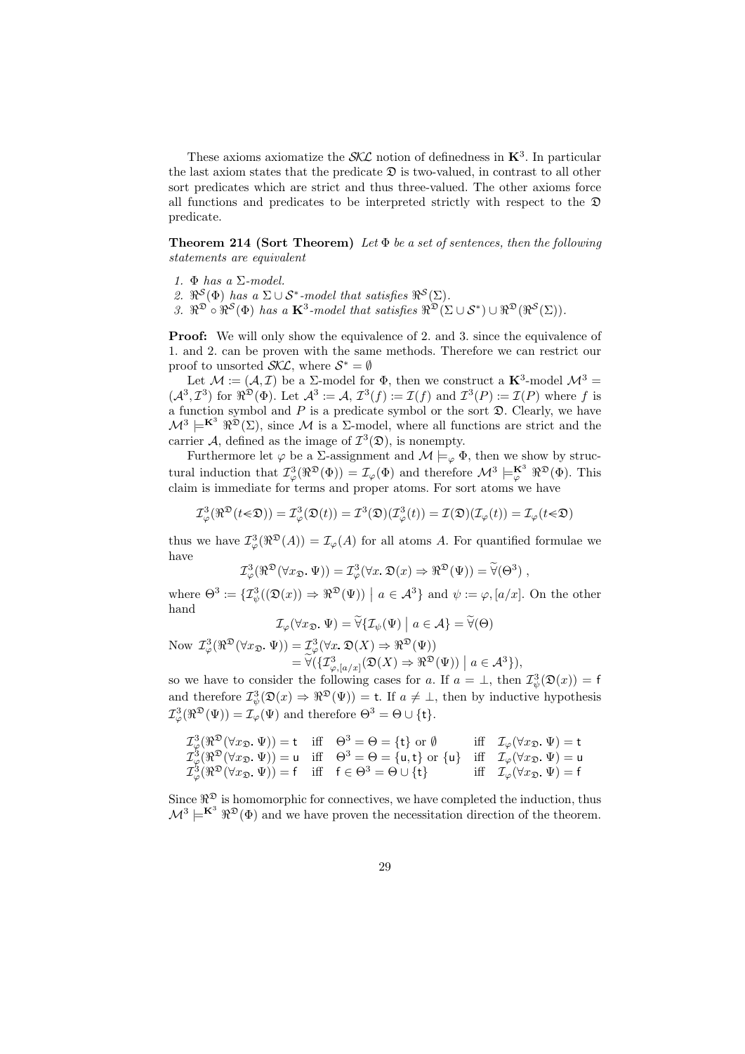These axioms axiomatize the $\mathcal{SKL}$ notion of definedness in $\mathbf{K}^3$. In particular the last axiom states that the predicate $\mathfrak{D}$ is two-valued, in contrast to all other sort predicates which are strict and thus three-valued. The other axioms force all functions and predicates to be interpreted strictly with respect to the $\mathfrak{D}$ predicate.

**Theorem 214 (Sort Theorem)** *Let $\Phi$ be a set of sentences, then the following statements are equivalent*

1. *$\Phi$ has a $\Sigma$-model.*
2. *$\Re^{\mathcal{S}}(\Phi)$ has a $\Sigma \cup \mathcal{S}^*$-model that satisfies $\Re^{\mathcal{S}}(\Sigma)$.*
3. *$\Re^{\mathfrak{D}} \circ \Re^{\mathcal{S}}(\Phi)$ has a $\mathbf{K}^3$-model that satisfies $\Re^{\mathfrak{D}}(\Sigma \cup \mathcal{S}^*) \cup \Re^{\mathfrak{D}}(\Re^{\mathcal{S}}(\Sigma))$.*

**Proof:** We will only show the equivalence of 2. and 3. since the equivalence of 1. and 2. can be proven with the same methods. Therefore we can restrict our proof to unsorted $\mathcal{SKL}$, where $\mathcal{S}^* = \emptyset$

Let $\mathcal{M} := (\mathcal{A}, \mathcal{I})$ be a $\Sigma$-model for $\Phi$, then we construct a $\mathbf{K}^3$-model $\mathcal{M}^3 = (\mathcal{A}^3, \mathcal{I}^3)$ for $\Re^{\mathfrak{D}}(\Phi)$. Let $\mathcal{A}^3 := \mathcal{A}$, $\mathcal{I}^3(f) := \mathcal{I}(f)$ and $\mathcal{I}^3(P) := \mathcal{I}(P)$ where $f$ is a function symbol and $P$ is a predicate symbol or the sort $\mathfrak{D}$. Clearly, we have $\mathcal{M}^3 \models^{\mathbf{K}^3} \Re^{\mathfrak{D}}(\Sigma)$, since $\mathcal{M}$ is a $\Sigma$-model, where all functions are strict and the carrier $\mathcal{A}$, defined as the image of $\mathcal{I}^3(\mathfrak{D})$, is nonempty.

Furthermore let $\varphi$ be a $\Sigma$-assignment and $\mathcal{M} \models_\varphi \Phi$, then we show by structural induction that $\mathcal{I}^3_\varphi(\Re^{\mathfrak{D}}(\Phi)) = \mathcal{I}_\varphi(\Phi)$ and therefore $\mathcal{M}^3 \models^{\mathbf{K}^3}_\varphi \Re^{\mathfrak{D}}(\Phi)$. This claim is immediate for terms and proper atoms. For sort atoms we have

$$\mathcal{I}^3_\varphi(\Re^{\mathfrak{D}}(t{\lessdot}\mathfrak{D})) = \mathcal{I}^3_\varphi(\mathfrak{D}(t)) = \mathcal{I}^3(\mathfrak{D})(\mathcal{I}^3_\varphi(t)) = \mathcal{I}(\mathfrak{D})(\mathcal{I}_\varphi(t)) = \mathcal{I}_\varphi(t{\lessdot}\mathfrak{D})$$

thus we have $\mathcal{I}^3_\varphi(\Re^{\mathfrak{D}}(A)) = \mathcal{I}_\varphi(A)$ for all atoms $A$. For quantified formulae we have

$$\mathcal{I}^3_\varphi(\Re^{\mathfrak{D}}(\forall x_{\mathfrak{D}}.\, \Psi)) = \mathcal{I}^3_\varphi(\forall x.\, \mathfrak{D}(x) \Rightarrow \Re^{\mathfrak{D}}(\Psi)) = \widetilde{\forall}(\Theta^3)\ ,$$

where $\Theta^3 := \{\mathcal{I}^3_\psi((\mathfrak{D}(x)) \Rightarrow \Re^{\mathfrak{D}}(\Psi)) \mid a \in \mathcal{A}^3\}$ and $\psi := \varphi, [a/x]$. On the other hand

$$\mathcal{I}_\varphi(\forall x_{\mathfrak{D}}.\, \Psi) = \widetilde{\forall}\{\mathcal{I}_\psi(\Psi) \mid a \in \mathcal{A}\} = \widetilde{\forall}(\Theta)$$

Now $\mathcal{I}^3_\varphi(\Re^{\mathfrak{D}}(\forall x_{\mathfrak{D}}.\, \Psi)) = \mathcal{I}^3_\varphi(\forall x.\, \mathfrak{D}(X) \Rightarrow \Re^{\mathfrak{D}}(\Psi))$
$\qquad = \widetilde{\forall}(\{\mathcal{I}^3_{\varphi,[a/x]}(\mathfrak{D}(X) \Rightarrow \Re^{\mathfrak{D}}(\Psi)) \mid a \in \mathcal{A}^3\})$,

so we have to consider the following cases for $a$. If $a = \bot$, then $\mathcal{I}^3_\psi(\mathfrak{D}(x)) = \mathsf{f}$ and therefore $\mathcal{I}^3_\psi(\mathfrak{D}(x) \Rightarrow \Re^{\mathfrak{D}}(\Psi)) = \mathsf{t}$. If $a \neq \bot$, then by inductive hypothesis $\mathcal{I}^3_\varphi(\Re^{\mathfrak{D}}(\Psi)) = \mathcal{I}_\varphi(\Psi)$ and therefore $\Theta^3 = \Theta \cup \{\mathsf{t}\}$.

$$\begin{array}{llll}
\mathcal{I}^3_\varphi(\Re^{\mathfrak{D}}(\forall x_{\mathfrak{D}}.\, \Psi)) = \mathsf{t} & \text{iff} \quad \Theta^3 = \Theta = \{\mathsf{t}\} \text{ or } \emptyset & \text{iff} & \mathcal{I}_\varphi(\forall x_{\mathfrak{D}}.\, \Psi) = \mathsf{t} \\
\mathcal{I}^3_\varphi(\Re^{\mathfrak{D}}(\forall x_{\mathfrak{D}}.\, \Psi)) = \mathsf{u} & \text{iff} \quad \Theta^3 = \Theta = \{\mathsf{u}, \mathsf{t}\} \text{ or } \{\mathsf{u}\} & \text{iff} & \mathcal{I}_\varphi(\forall x_{\mathfrak{D}}.\, \Psi) = \mathsf{u} \\
\mathcal{I}^3_\varphi(\Re^{\mathfrak{D}}(\forall x_{\mathfrak{D}}.\, \Psi)) = \mathsf{f} & \text{iff} \quad \mathsf{f} \in \Theta^3 = \Theta \cup \{\mathsf{t}\} & \text{iff} & \mathcal{I}_\varphi(\forall x_{\mathfrak{D}}.\, \Psi) = \mathsf{f}
\end{array}$$

Since $\Re^{\mathfrak{D}}$ is homomorphic for connectives, we have completed the induction, thus $\mathcal{M}^3 \models^{\mathbf{K}^3} \Re^{\mathfrak{D}}(\Phi)$ and we have proven the necessitation direction of the theorem.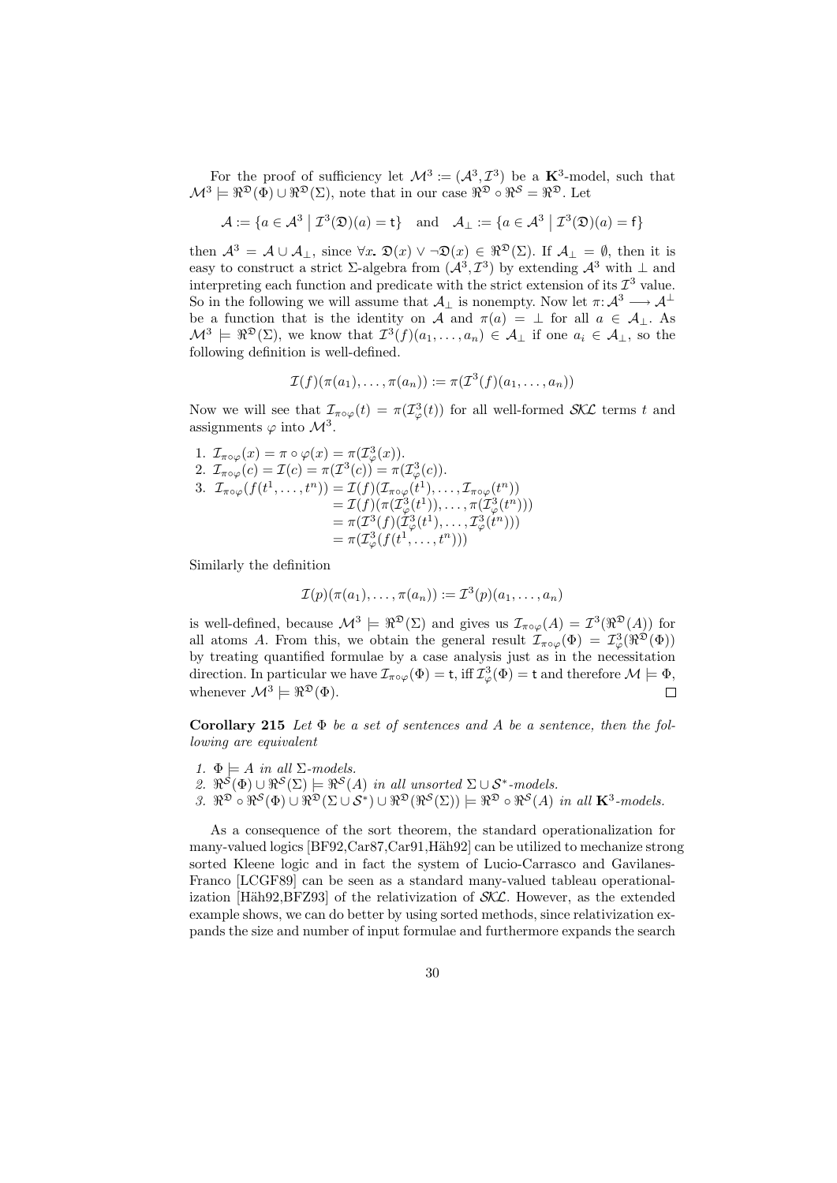For the proof of sufficiency let $\mathcal{M}^3 := (\mathcal{A}^3, \mathcal{I}^3)$ be a $\mathbf{K}^3$-model, such that $\mathcal{M}^3 \models \Re^{\mathfrak{D}}(\Phi) \cup \Re^{\mathfrak{D}}(\Sigma)$, note that in our case $\Re^{\mathfrak{D}} \circ \Re^{\mathcal{S}} = \Re^{\mathfrak{D}}$. Let

$$\mathcal{A} := \{a \in \mathcal{A}^3 \mid \mathcal{I}^3(\mathfrak{D})(a) = \mathsf{t}\} \quad \text{and} \quad \mathcal{A}_\perp := \{a \in \mathcal{A}^3 \mid \mathcal{I}^3(\mathfrak{D})(a) = \mathsf{f}\}$$

then $\mathcal{A}^3 = \mathcal{A} \cup \mathcal{A}_\perp$, since $\forall x.\, \mathfrak{D}(x) \vee \neg\mathfrak{D}(x) \in \Re^{\mathfrak{D}}(\Sigma)$. If $\mathcal{A}_\perp = \emptyset$, then it is easy to construct a strict $\Sigma$-algebra from $(\mathcal{A}^3, \mathcal{I}^3)$ by extending $\mathcal{A}^3$ with $\perp$ and interpreting each function and predicate with the strict extension of its $\mathcal{I}^3$ value. So in the following we will assume that $\mathcal{A}_\perp$ is nonempty. Now let $\pi\colon \mathcal{A}^3 \longrightarrow \mathcal{A}^\perp$ be a function that is the identity on $\mathcal{A}$ and $\pi(a) = \perp$ for all $a \in \mathcal{A}_\perp$. As $\mathcal{M}^3 \models \Re^{\mathfrak{D}}(\Sigma)$, we know that $\mathcal{I}^3(f)(a_1, \ldots, a_n) \in \mathcal{A}_\perp$ if one $a_i \in \mathcal{A}_\perp$, so the following definition is well-defined.

$$\mathcal{I}(f)(\pi(a_1), \ldots, \pi(a_n)) := \pi(\mathcal{I}^3(f)(a_1, \ldots, a_n))$$

Now we will see that $\mathcal{I}_{\pi\circ\varphi}(t) = \pi(\mathcal{I}^3_\varphi(t))$ for all well-formed $\mathcal{SKL}$ terms $t$ and assignments $\varphi$ into $\mathcal{M}^3$.

1. $\mathcal{I}_{\pi\circ\varphi}(x) = \pi \circ \varphi(x) = \pi(\mathcal{I}^3_\varphi(x))$.
2. $\mathcal{I}_{\pi\circ\varphi}(c) = \mathcal{I}(c) = \pi(\mathcal{I}^3(c)) = \pi(\mathcal{I}^3_\varphi(c))$.
3. $$\begin{aligned}\mathcal{I}_{\pi\circ\varphi}(f(t^1, \ldots, t^n)) &= \mathcal{I}(f)(\mathcal{I}_{\pi\circ\varphi}(t^1), \ldots, \mathcal{I}_{\pi\circ\varphi}(t^n)) \\ &= \mathcal{I}(f)(\pi(\mathcal{I}^3_\varphi(t^1)), \ldots, \pi(\mathcal{I}^3_\varphi(t^n))) \\ &= \pi(\mathcal{I}^3(f)(\mathcal{I}^3_\varphi(t^1), \ldots, \mathcal{I}^3_\varphi(t^n))) \\ &= \pi(\mathcal{I}^3_\varphi(f(t^1, \ldots, t^n)))\end{aligned}$$

Similarly the definition

$$\mathcal{I}(p)(\pi(a_1), \ldots, \pi(a_n)) := \mathcal{I}^3(p)(a_1, \ldots, a_n)$$

is well-defined, because $\mathcal{M}^3 \models \Re^{\mathfrak{D}}(\Sigma)$ and gives us $\mathcal{I}_{\pi\circ\varphi}(A) = \mathcal{I}^3(\Re^{\mathfrak{D}}(A))$ for all atoms $A$. From this, we obtain the general result $\mathcal{I}_{\pi\circ\varphi}(\Phi) = \mathcal{I}^3_\varphi(\Re^{\mathfrak{D}}(\Phi))$ by treating quantified formulae by a case analysis just as in the necessitation direction. In particular we have $\mathcal{I}_{\pi\circ\varphi}(\Phi) = \mathsf{t}$, iff $\mathcal{I}^3_\varphi(\Phi) = \mathsf{t}$ and therefore $\mathcal{M} \models \Phi$, whenever $\mathcal{M}^3 \models \Re^{\mathfrak{D}}(\Phi)$. $\square$

**Corollary 215** *Let $\Phi$ be a set of sentences and $A$ be a sentence, then the following are equivalent*

1. $\Phi \models A$ *in all $\Sigma$-models.*
2. $\Re^{\mathcal{S}}(\Phi) \cup \Re^{\mathcal{S}}(\Sigma) \models \Re^{\mathcal{S}}(A)$ *in all unsorted $\Sigma \cup \mathcal{S}^*$-models.*
3. $\Re^{\mathfrak{D}} \circ \Re^{\mathcal{S}}(\Phi) \cup \Re^{\mathfrak{D}}(\Sigma \cup \mathcal{S}^*) \cup \Re^{\mathfrak{D}}(\Re^{\mathcal{S}}(\Sigma)) \models \Re^{\mathfrak{D}} \circ \Re^{\mathcal{S}}(A)$ *in all $\mathbf{K}^3$-models.*

As a consequence of the sort theorem, the standard operationalization for many-valued logics [BF92,Car87,Car91,Häh92] can be utilized to mechanize strong sorted Kleene logic and in fact the system of Lucio-Carrasco and Gavilanes-Franco [LCGF89] can be seen as a standard many-valued tableau operationalization [Häh92,BFZ93] of the relativization of $\mathcal{SKL}$. However, as the extended example shows, we can do better by using sorted methods, since relativization expands the size and number of input formulae and furthermore expands the search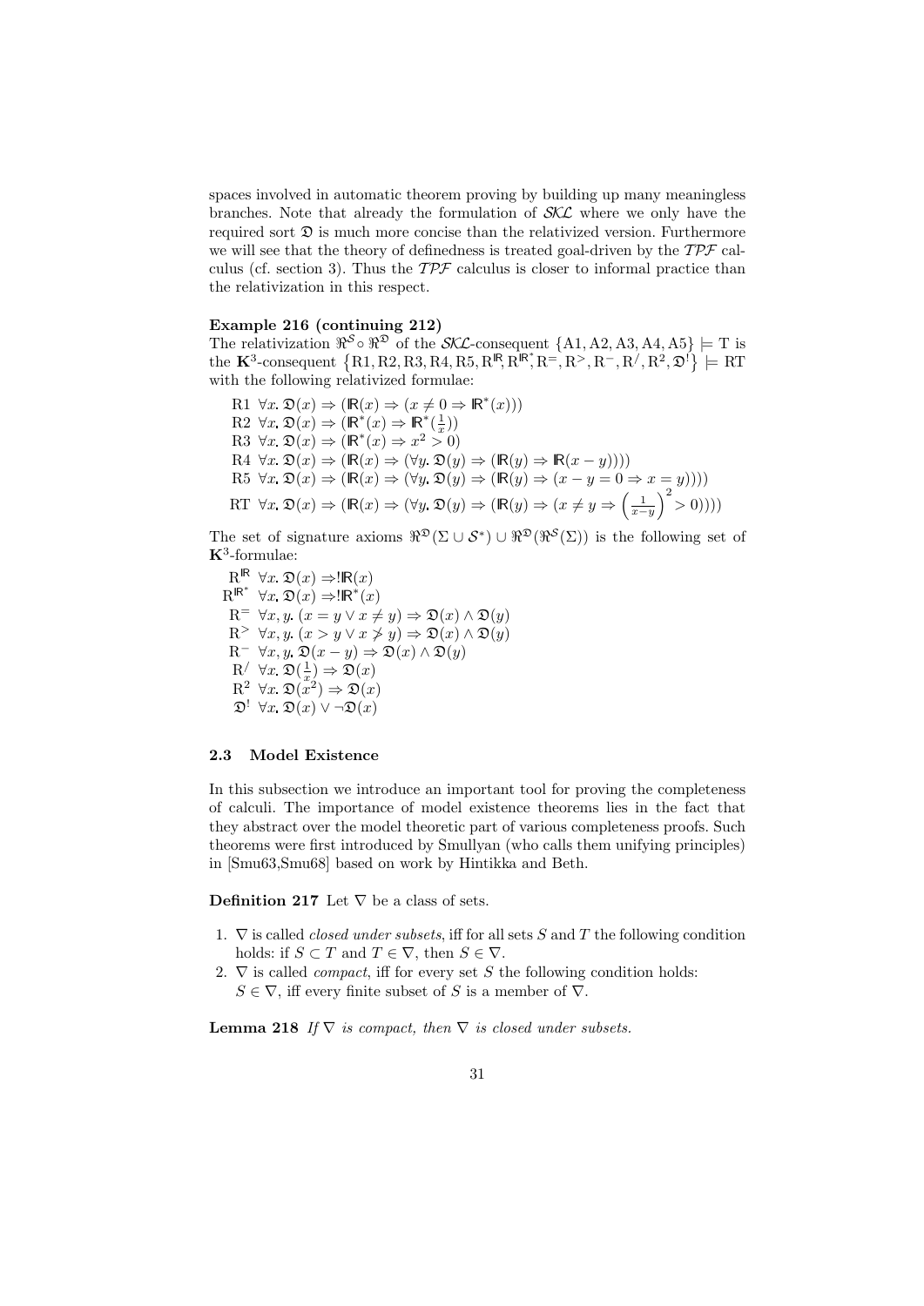spaces involved in automatic theorem proving by building up many meaningless branches. Note that already the formulation of $\mathcal{SKL}$ where we only have the required sort $\mathfrak{D}$ is much more concise than the relativized version. Furthermore we will see that the theory of definedness is treated goal-driven by the $\mathcal{TPF}$ calculus (cf. section 3). Thus the $\mathcal{TPF}$ calculus is closer to informal practice than the relativization in this respect.

**Example 216 (continuing 212)**
The relativization $\Re^{\mathcal{S}} \circ \Re^{\mathfrak{D}}$ of the $\mathcal{SKL}$-consequent $\{\mathrm{A1}, \mathrm{A2}, \mathrm{A3}, \mathrm{A4}, \mathrm{A5}\} \models \mathrm{T}$ is the $\mathbf{K}^3$-consequent $\{\mathrm{R1}, \mathrm{R2}, \mathrm{R3}, \mathrm{R4}, \mathrm{R5}, \mathrm{R}^{\mathbb{R}}, \mathrm{R}^{\mathbb{R}^*}, \mathrm{R}^{=}, \mathrm{R}^{>}, \mathrm{R}^{-}, \mathrm{R}^{/}, \mathrm{R}^{2}, \mathfrak{D}^{!}\} \models \mathrm{RT}$ with the following relativized formulae:

R1 $\forall x.\, \mathfrak{D}(x) \Rightarrow (\mathbb{R}(x) \Rightarrow (x \neq 0 \Rightarrow \mathbb{R}^*(x)))$
R2 $\forall x.\, \mathfrak{D}(x) \Rightarrow (\mathbb{R}^*(x) \Rightarrow \mathbb{R}^*(\frac{1}{x}))$
R3 $\forall x.\, \mathfrak{D}(x) \Rightarrow (\mathbb{R}^*(x) \Rightarrow x^2 > 0)$
R4 $\forall x.\, \mathfrak{D}(x) \Rightarrow (\mathbb{R}(x) \Rightarrow (\forall y.\, \mathfrak{D}(y) \Rightarrow (\mathbb{R}(y) \Rightarrow \mathbb{R}(x - y))))$
R5 $\forall x.\, \mathfrak{D}(x) \Rightarrow (\mathbb{R}(x) \Rightarrow (\forall y.\, \mathfrak{D}(y) \Rightarrow (\mathbb{R}(y) \Rightarrow (x - y = 0 \Rightarrow x = y))))$
RT $\forall x.\, \mathfrak{D}(x) \Rightarrow (\mathbb{R}(x) \Rightarrow (\forall y.\, \mathfrak{D}(y) \Rightarrow (\mathbb{R}(y) \Rightarrow (x \neq y \Rightarrow \left(\frac{1}{x-y}\right)^2 > 0))))$

The set of signature axioms $\Re^{\mathfrak{D}}(\Sigma \cup \mathcal{S}^*) \cup \Re^{\mathfrak{D}}(\Re^{\mathcal{S}}(\Sigma))$ is the following set of $\mathbf{K}^3$-formulae:

$\mathrm{R}^{\mathbb{R}}$ $\forall x.\, \mathfrak{D}(x) \Rightarrow !\mathbb{R}(x)$
$\mathrm{R}^{\mathbb{R}^*}$ $\forall x.\, \mathfrak{D}(x) \Rightarrow !\mathbb{R}^*(x)$
$\mathrm{R}^{=}$ $\forall x, y.\, (x = y \vee x \neq y) \Rightarrow \mathfrak{D}(x) \wedge \mathfrak{D}(y)$
$\mathrm{R}^{>}$ $\forall x, y.\, (x > y \vee x \not> y) \Rightarrow \mathfrak{D}(x) \wedge \mathfrak{D}(y)$
$\mathrm{R}^{-}$ $\forall x, y.\, \mathfrak{D}(x - y) \Rightarrow \mathfrak{D}(x) \wedge \mathfrak{D}(y)$
$\mathrm{R}^{/}$ $\forall x.\, \mathfrak{D}(\frac{1}{x}) \Rightarrow \mathfrak{D}(x)$
$\mathrm{R}^{2}$ $\forall x.\, \mathfrak{D}(x^2) \Rightarrow \mathfrak{D}(x)$
$\mathfrak{D}^{!}$ $\forall x.\, \mathfrak{D}(x) \vee \neg\mathfrak{D}(x)$

### 2.3 Model Existence

In this subsection we introduce an important tool for proving the completeness of calculi. The importance of model existence theorems lies in the fact that they abstract over the model theoretic part of various completeness proofs. Such theorems were first introduced by Smullyan (who calls them unifying principles) in [Smu63,Smu68] based on work by Hintikka and Beth.

**Definition 217** Let $\nabla$ be a class of sets.

1. $\nabla$ is called *closed under subsets*, iff for all sets $S$ and $T$ the following condition holds: if $S \subset T$ and $T \in \nabla$, then $S \in \nabla$.
2. $\nabla$ is called *compact*, iff for every set $S$ the following condition holds: $S \in \nabla$, iff every finite subset of $S$ is a member of $\nabla$.

**Lemma 218** *If $\nabla$ is compact, then $\nabla$ is closed under subsets.*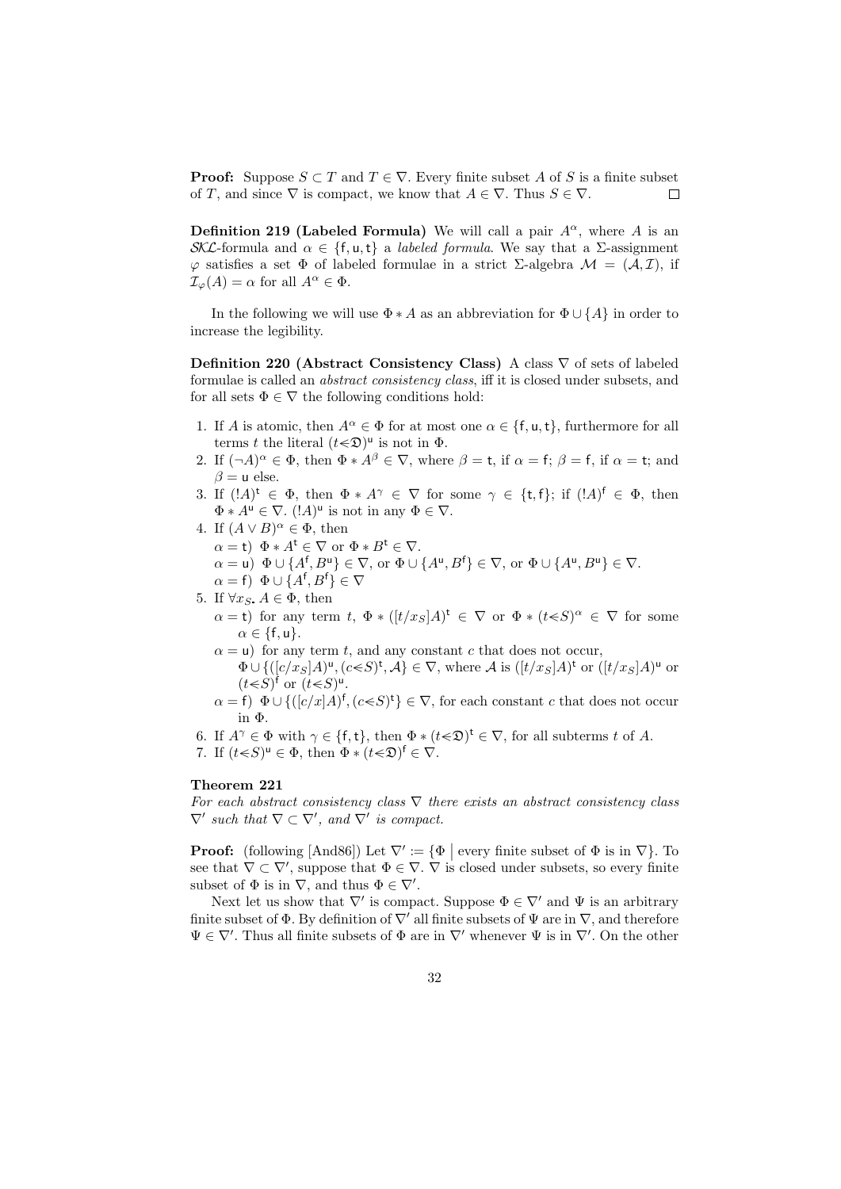**Proof:** Suppose $S \subset T$ and $T \in \nabla$. Every finite subset $A$ of $S$ is a finite subset of $T$, and since $\nabla$ is compact, we know that $A \in \nabla$. Thus $S \in \nabla$. $\square$

**Definition 219 (Labeled Formula)** We will call a pair $A^\alpha$, where $A$ is an $\mathcal{SKL}$-formula and $\alpha \in \{\mathsf{f}, \mathsf{u}, \mathsf{t}\}$ a *labeled formula*. We say that a $\Sigma$-assignment $\varphi$ satisfies a set $\Phi$ of labeled formulae in a strict $\Sigma$-algebra $\mathcal{M} = (\mathcal{A}, \mathcal{I})$, if $\mathcal{I}_\varphi(A) = \alpha$ for all $A^\alpha \in \Phi$.

In the following we will use $\Phi * A$ as an abbreviation for $\Phi \cup \{A\}$ in order to increase the legibility.

**Definition 220 (Abstract Consistency Class)** A class $\nabla$ of sets of labeled formulae is called an *abstract consistency class*, iff it is closed under subsets, and for all sets $\Phi \in \nabla$ the following conditions hold:

1. If $A$ is atomic, then $A^\alpha \in \Phi$ for at most one $\alpha \in \{\mathsf{f}, \mathsf{u}, \mathsf{t}\}$, furthermore for all terms $t$ the literal $(t \lessdot \mathfrak{D})^\mathsf{u}$ is not in $\Phi$.
2. If $(\neg A)^\alpha \in \Phi$, then $\Phi * A^\beta \in \nabla$, where $\beta = \mathsf{t}$, if $\alpha = \mathsf{f}$; $\beta = \mathsf{f}$, if $\alpha = \mathsf{t}$; and $\beta = \mathsf{u}$ else.
3. If $(!A)^\mathsf{t} \in \Phi$, then $\Phi * A^\gamma \in \nabla$ for some $\gamma \in \{\mathsf{t}, \mathsf{f}\}$; if $(!A)^\mathsf{f} \in \Phi$, then $\Phi * A^\mathsf{u} \in \nabla$. $(!A)^\mathsf{u}$ is not in any $\Phi \in \nabla$.
4. If $(A \vee B)^\alpha \in \Phi$, then
   $\alpha = \mathsf{t}$) $\Phi * A^\mathsf{t} \in \nabla$ or $\Phi * B^\mathsf{t} \in \nabla$.
   $\alpha = \mathsf{u}$) $\Phi \cup \{A^\mathsf{f}, B^\mathsf{u}\} \in \nabla$, or $\Phi \cup \{A^\mathsf{u}, B^\mathsf{f}\} \in \nabla$, or $\Phi \cup \{A^\mathsf{u}, B^\mathsf{u}\} \in \nabla$.
   $\alpha = \mathsf{f}$) $\Phi \cup \{A^\mathsf{f}, B^\mathsf{f}\} \in \nabla$
5. If $\forall x_S.\, A \in \Phi$, then
   $\alpha = \mathsf{t}$) for any term $t$, $\Phi * ([t/x_S]A)^\mathsf{t} \in \nabla$ or $\Phi * (t \lessdot S)^\alpha \in \nabla$ for some $\alpha \in \{\mathsf{f}, \mathsf{u}\}$.
   $\alpha = \mathsf{u}$) for any term $t$, and any constant $c$ that does not occur, $\Phi \cup \{([c/x_S]A)^\mathsf{u}, (c \lessdot S)^\mathsf{t}, \mathcal{A}\} \in \nabla$, where $\mathcal{A}$ is $([t/x_S]A)^\mathsf{t}$ or $([t/x_S]A)^\mathsf{u}$ or $(t \lessdot S)^\mathsf{f}$ or $(t \lessdot S)^\mathsf{u}$.
   $\alpha = \mathsf{f}$) $\Phi \cup \{([c/x]A)^\mathsf{f}, (c \lessdot S)^\mathsf{t}\} \in \nabla$, for each constant $c$ that does not occur in $\Phi$.
6. If $A^\gamma \in \Phi$ with $\gamma \in \{\mathsf{f}, \mathsf{t}\}$, then $\Phi * (t \lessdot \mathfrak{D})^\mathsf{t} \in \nabla$, for all subterms $t$ of $A$.
7. If $(t \lessdot S)^\mathsf{u} \in \Phi$, then $\Phi * (t \lessdot \mathfrak{D})^\mathsf{f} \in \nabla$.

**Theorem 221**
*For each abstract consistency class $\nabla$ there exists an abstract consistency class $\nabla'$ such that $\nabla \subset \nabla'$, and $\nabla'$ is compact.*

**Proof:** (following [And86]) Let $\nabla' := \{\Phi \mid \text{every finite subset of } \Phi \text{ is in } \nabla\}$. To see that $\nabla \subset \nabla'$, suppose that $\Phi \in \nabla$. $\nabla$ is closed under subsets, so every finite subset of $\Phi$ is in $\nabla$, and thus $\Phi \in \nabla'$.

Next let us show that $\nabla'$ is compact. Suppose $\Phi \in \nabla'$ and $\Psi$ is an arbitrary finite subset of $\Phi$. By definition of $\nabla'$ all finite subsets of $\Psi$ are in $\nabla$, and therefore $\Psi \in \nabla'$. Thus all finite subsets of $\Phi$ are in $\nabla'$ whenever $\Psi$ is in $\nabla'$. On the other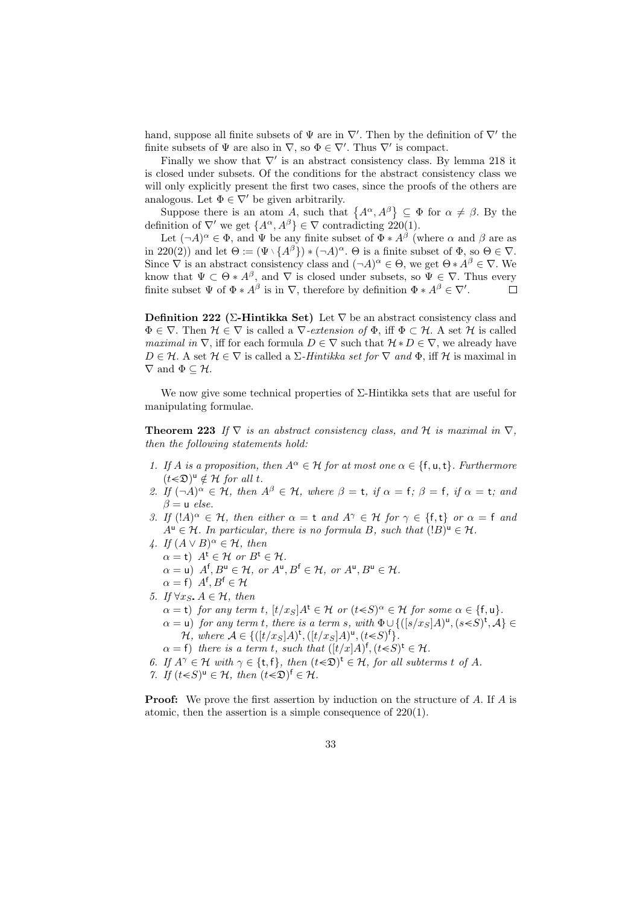hand, suppose all finite subsets of $\Psi$ are in $\nabla'$. Then by the definition of $\nabla'$ the finite subsets of $\Psi$ are also in $\nabla$, so $\Phi \in \nabla'$. Thus $\nabla'$ is compact.

Finally we show that $\nabla'$ is an abstract consistency class. By lemma 218 it is closed under subsets. Of the conditions for the abstract consistency class we will only explicitly present the first two cases, since the proofs of the others are analogous. Let $\Phi \in \nabla'$ be given arbitrarily.

Suppose there is an atom $A$, such that $\{A^\alpha, A^\beta\} \subseteq \Phi$ for $\alpha \neq \beta$. By the definition of $\nabla'$ we get $\{A^\alpha, A^\beta\} \in \nabla$ contradicting 220(1).

Let $(\neg A)^\alpha \in \Phi$, and $\Psi$ be any finite subset of $\Phi * A^\beta$ (where $\alpha$ and $\beta$ are as in 220(2)) and let $\Theta := (\Psi \setminus \{A^\beta\}) * (\neg A)^\alpha$. $\Theta$ is a finite subset of $\Phi$, so $\Theta \in \nabla$. Since $\nabla$ is an abstract consistency class and $(\neg A)^\alpha \in \Theta$, we get $\Theta * A^\beta \in \nabla$. We know that $\Psi \subset \Theta * A^\beta$, and $\nabla$ is closed under subsets, so $\Psi \in \nabla$. Thus every finite subset $\Psi$ of $\Phi * A^\beta$ is in $\nabla$, therefore by definition $\Phi * A^\beta \in \nabla'$. □

**Definition 222 ($\Sigma$-Hintikka Set)** Let $\nabla$ be an abstract consistency class and $\Phi \in \nabla$. Then $\mathcal{H} \in \nabla$ is called a *$\nabla$-extension of* $\Phi$, iff $\Phi \subset \mathcal{H}$. A set $\mathcal{H}$ is called *maximal in* $\nabla$, iff for each formula $D \in \nabla$ such that $\mathcal{H} * D \in \nabla$, we already have $D \in \mathcal{H}$. A set $\mathcal{H} \in \nabla$ is called a *$\Sigma$-Hintikka set for $\nabla$ and* $\Phi$, iff $\mathcal{H}$ is maximal in $\nabla$ and $\Phi \subseteq \mathcal{H}$.

We now give some technical properties of $\Sigma$-Hintikka sets that are useful for manipulating formulae.

**Theorem 223** *If $\nabla$ is an abstract consistency class, and $\mathcal{H}$ is maximal in $\nabla$, then the following statements hold:*

1. *If $A$ is a proposition, then $A^\alpha \in \mathcal{H}$ for at most one $\alpha \in \{\mathsf{f}, \mathsf{u}, \mathsf{t}\}$. Furthermore $(t{<}\mathfrak{D})^\mathsf{u} \notin \mathcal{H}$ for all $t$.*
2. *If $(\neg A)^\alpha \in \mathcal{H}$, then $A^\beta \in \mathcal{H}$, where $\beta = \mathsf{t}$, if $\alpha = \mathsf{f}$; $\beta = \mathsf{f}$, if $\alpha = \mathsf{t}$; and $\beta = \mathsf{u}$ else.*
3. *If $(!A)^\alpha \in \mathcal{H}$, then either $\alpha = \mathsf{t}$ and $A^\gamma \in \mathcal{H}$ for $\gamma \in \{\mathsf{f}, \mathsf{t}\}$ or $\alpha = \mathsf{f}$ and $A^\mathsf{u} \in \mathcal{H}$. In particular, there is no formula $B$, such that $(!B)^\mathsf{u} \in \mathcal{H}$.*
4. *If $(A \vee B)^\alpha \in \mathcal{H}$, then*
   $\alpha = \mathsf{t}$) *$A^\mathsf{t} \in \mathcal{H}$ or $B^\mathsf{t} \in \mathcal{H}$.*
   $\alpha = \mathsf{u}$) *$A^\mathsf{f}, B^\mathsf{u} \in \mathcal{H}$, or $A^\mathsf{u}, B^\mathsf{f} \in \mathcal{H}$, or $A^\mathsf{u}, B^\mathsf{u} \in \mathcal{H}$.*
   $\alpha = \mathsf{f}$) *$A^\mathsf{f}, B^\mathsf{f} \in \mathcal{H}$*
5. *If $\forall x_S\text{.}\, A \in \mathcal{H}$, then*
   $\alpha = \mathsf{t}$) *for any term $t$, $[t/x_S]A^\mathsf{t} \in \mathcal{H}$ or $(t{<}S)^\alpha \in \mathcal{H}$ for some $\alpha \in \{\mathsf{f}, \mathsf{u}\}$.*
   $\alpha = \mathsf{u}$) *for any term $t$, there is a term $s$, with $\Phi \cup \{([s/x_S]A)^\mathsf{u}, (s{<}S)^\mathsf{t}, \mathcal{A}\} \in \mathcal{H}$, where $\mathcal{A} \in \{([t/x_S]A)^\mathsf{t}, ([t/x_S]A)^\mathsf{u}, (t{<}S)^\mathsf{f}\}$.*
   $\alpha = \mathsf{f}$) *there is a term $t$, such that $([t/x]A)^\mathsf{f}, (t{<}S)^\mathsf{t} \in \mathcal{H}$.*
6. *If $A^\gamma \in \mathcal{H}$ with $\gamma \in \{\mathsf{t}, \mathsf{f}\}$, then $(t{<}\mathfrak{D})^\mathsf{t} \in \mathcal{H}$, for all subterms $t$ of $A$.*
7. *If $(t{<}S)^\mathsf{u} \in \mathcal{H}$, then $(t{<}\mathfrak{D})^\mathsf{f} \in \mathcal{H}$.*

**Proof:** We prove the first assertion by induction on the structure of $A$. If $A$ is atomic, then the assertion is a simple consequence of 220(1).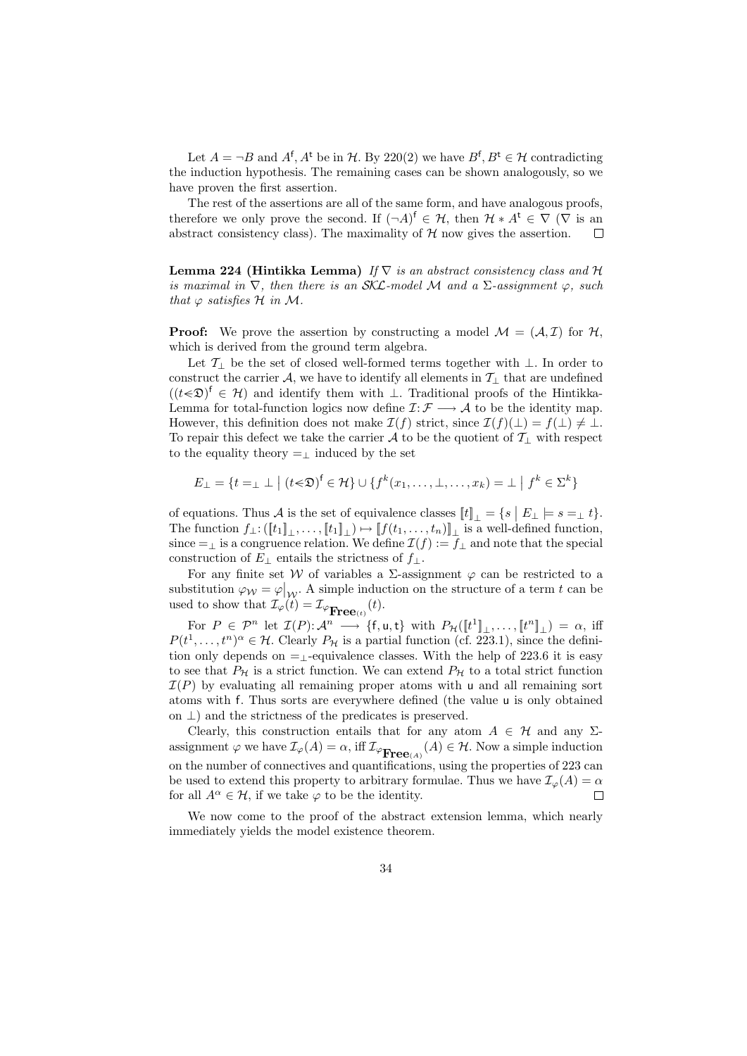Let $A = \neg B$ and $A^{\mathsf{f}}, A^{\mathsf{t}}$ be in $\mathcal{H}$. By 220(2) we have $B^{\mathsf{f}}, B^{\mathsf{t}} \in \mathcal{H}$ contradicting the induction hypothesis. The remaining cases can be shown analogously, so we have proven the first assertion.

The rest of the assertions are all of the same form, and have analogous proofs, therefore we only prove the second. If $(\neg A)^{\mathsf{f}} \in \mathcal{H}$, then $\mathcal{H} * A^{\mathsf{t}} \in \nabla$ ($\nabla$ is an abstract consistency class). The maximality of $\mathcal{H}$ now gives the assertion. $\square$

**Lemma 224 (Hintikka Lemma)** *If $\nabla$ is an abstract consistency class and $\mathcal{H}$ is maximal in $\nabla$, then there is an $\mathcal{SKL}$-model $\mathcal{M}$ and a $\Sigma$-assignment $\varphi$, such that $\varphi$ satisfies $\mathcal{H}$ in $\mathcal{M}$.*

**Proof:** We prove the assertion by constructing a model $\mathcal{M} = (\mathcal{A}, \mathcal{I})$ for $\mathcal{H}$, which is derived from the ground term algebra.

Let $\mathcal{T}_\bot$ be the set of closed well-formed terms together with $\bot$. In order to construct the carrier $\mathcal{A}$, we have to identify all elements in $\mathcal{T}_\bot$ that are undefined ($(t \lessdot \mathfrak{D})^{\mathsf{f}} \in \mathcal{H}$) and identify them with $\bot$. Traditional proofs of the Hintikka-Lemma for total-function logics now define $\mathcal{I}\colon \mathcal{F} \longrightarrow \mathcal{A}$ to be the identity map. However, this definition does not make $\mathcal{I}(f)$ strict, since $\mathcal{I}(f)(\bot) = f(\bot) \neq \bot$. To repair this defect we take the carrier $\mathcal{A}$ to be the quotient of $\mathcal{T}_\bot$ with respect to the equality theory $=_\bot$ induced by the set

$$E_\bot = \{t =_\bot \bot \mid (t \lessdot \mathfrak{D})^{\mathsf{f}} \in \mathcal{H}\} \cup \{f^k(x_1, \ldots, \bot, \ldots, x_k) = \bot \mid f^k \in \Sigma^k\}$$

of equations. Thus $\mathcal{A}$ is the set of equivalence classes $[\![t]\!]_\bot = \{s \mid E_\bot \models s =_\bot t\}$. The function $f_\bot\colon ([\![t_1]\!]_\bot, \ldots, [\![t_1]\!]_\bot) \mapsto [\![f(t_1, \ldots, t_n)]\!]_\bot$ is a well-defined function, since $=_\bot$ is a congruence relation. We define $\mathcal{I}(f) := f_\bot$ and note that the special construction of $E_\bot$ entails the strictness of $f_\bot$.

For any finite set $\mathcal{W}$ of variables a $\Sigma$-assignment $\varphi$ can be restricted to a substitution $\varphi_{\mathcal{W}} = \varphi|_{\mathcal{W}}$. A simple induction on the structure of a term $t$ can be used to show that $\mathcal{I}_\varphi(t) = \mathcal{I}_{\varphi_{\mathbf{Free}(t)}}(t)$.

For $P \in \mathcal{P}^n$ let $\mathcal{I}(P)\colon \mathcal{A}^n \longrightarrow \{\mathsf{f}, \mathsf{u}, \mathsf{t}\}$ with $P_{\mathcal{H}}([\![t^1]\!]_\bot, \ldots, [\![t^n]\!]_\bot) = \alpha$, iff $P(t^1, \ldots, t^n)^\alpha \in \mathcal{H}$. Clearly $P_{\mathcal{H}}$ is a partial function (cf. 223.1), since the definition only depends on $=_\bot$-equivalence classes. With the help of 223.6 it is easy to see that $P_{\mathcal{H}}$ is a strict function. We can extend $P_{\mathcal{H}}$ to a total strict function $\mathcal{I}(P)$ by evaluating all remaining proper atoms with $\mathsf{u}$ and all remaining sort atoms with $\mathsf{f}$. Thus sorts are everywhere defined (the value $\mathsf{u}$ is only obtained on $\bot$) and the strictness of the predicates is preserved.

Clearly, this construction entails that for any atom $A \in \mathcal{H}$ and any $\Sigma$-assignment $\varphi$ we have $\mathcal{I}_\varphi(A) = \alpha$, iff $\mathcal{I}_{\varphi_{\mathbf{Free}(A)}}(A) \in \mathcal{H}$. Now a simple induction on the number of connectives and quantifications, using the properties of 223 can be used to extend this property to arbitrary formulae. Thus we have $\mathcal{I}_\varphi(A) = \alpha$ for all $A^\alpha \in \mathcal{H}$, if we take $\varphi$ to be the identity. $\square$

We now come to the proof of the abstract extension lemma, which nearly immediately yields the model existence theorem.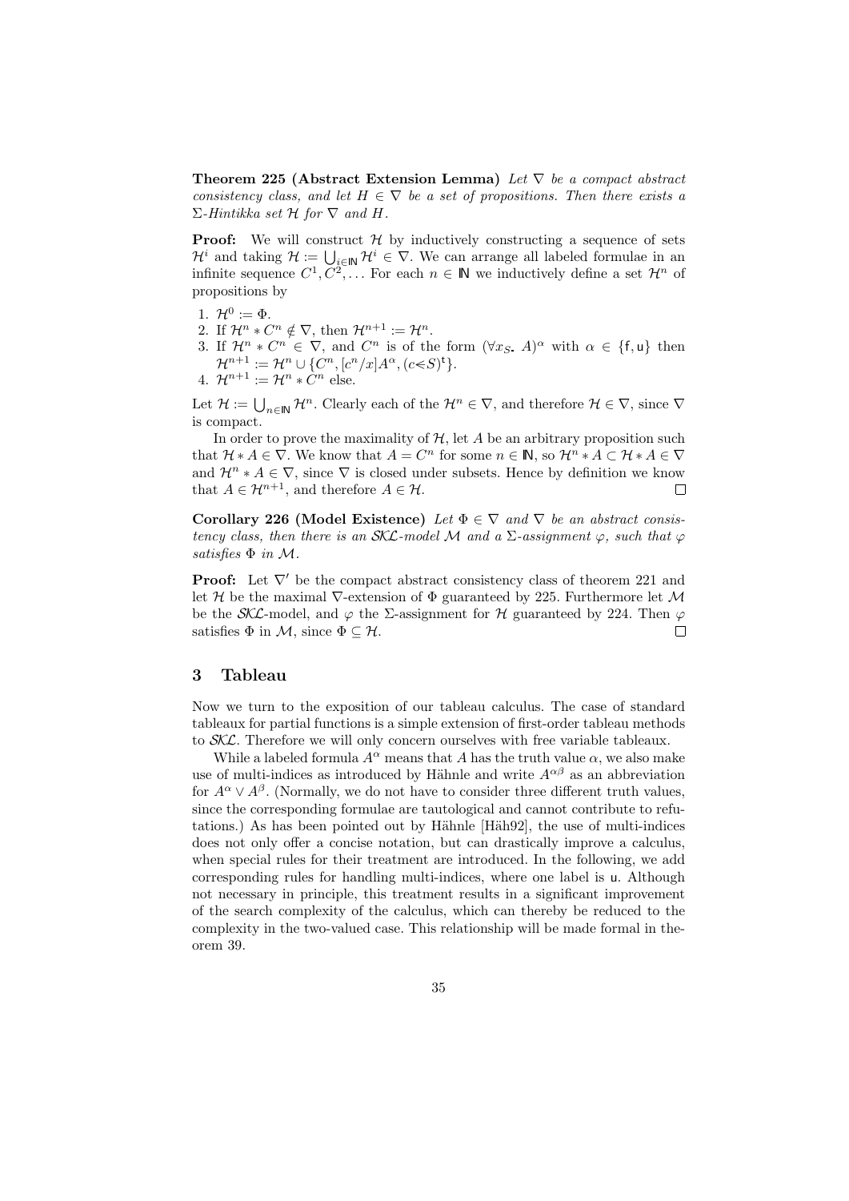**Theorem 225 (Abstract Extension Lemma)** *Let $\nabla$ be a compact abstract consistency class, and let $H \in \nabla$ be a set of propositions. Then there exists a $\Sigma$-Hintikka set $\mathcal{H}$ for $\nabla$ and $H$.*

**Proof:** We will construct $\mathcal{H}$ by inductively constructing a sequence of sets $\mathcal{H}^i$ and taking $\mathcal{H} := \bigcup_{i \in \mathbb{N}} \mathcal{H}^i \in \nabla$. We can arrange all labeled formulae in an infinite sequence $C^1, C^2, \ldots$ For each $n \in \mathbb{N}$ we inductively define a set $\mathcal{H}^n$ of propositions by

1. $\mathcal{H}^0 := \Phi$.
2. If $\mathcal{H}^n * C^n \notin \nabla$, then $\mathcal{H}^{n+1} := \mathcal{H}^n$.
3. If $\mathcal{H}^n * C^n \in \nabla$, and $C^n$ is of the form $(\forall x_S.\ A)^\alpha$ with $\alpha \in \{\mathsf{f}, \mathsf{u}\}$ then $\mathcal{H}^{n+1} := \mathcal{H}^n \cup \{C^n, [c^n/x]A^\alpha, (c \lessdot S)^\mathsf{t}\}$.
4. $\mathcal{H}^{n+1} := \mathcal{H}^n * C^n$ else.

Let $\mathcal{H} := \bigcup_{n \in \mathbb{N}} \mathcal{H}^n$. Clearly each of the $\mathcal{H}^n \in \nabla$, and therefore $\mathcal{H} \in \nabla$, since $\nabla$ is compact.

In order to prove the maximality of $\mathcal{H}$, let $A$ be an arbitrary proposition such that $\mathcal{H} * A \in \nabla$. We know that $A = C^n$ for some $n \in \mathbb{N}$, so $\mathcal{H}^n * A \subset \mathcal{H} * A \in \nabla$ and $\mathcal{H}^n * A \in \nabla$, since $\nabla$ is closed under subsets. Hence by definition we know that $A \in \mathcal{H}^{n+1}$, and therefore $A \in \mathcal{H}$. $\square$

**Corollary 226 (Model Existence)** *Let $\Phi \in \nabla$ and $\nabla$ be an abstract consistency class, then there is an $\mathcal{SKL}$-model $\mathcal{M}$ and a $\Sigma$-assignment $\varphi$, such that $\varphi$ satisfies $\Phi$ in $\mathcal{M}$.*

**Proof:** Let $\nabla'$ be the compact abstract consistency class of theorem 221 and let $\mathcal{H}$ be the maximal $\nabla$-extension of $\Phi$ guaranteed by 225. Furthermore let $\mathcal{M}$ be the $\mathcal{SKL}$-model, and $\varphi$ the $\Sigma$-assignment for $\mathcal{H}$ guaranteed by 224. Then $\varphi$ satisfies $\Phi$ in $\mathcal{M}$, since $\Phi \subseteq \mathcal{H}$. $\square$

## 3 Tableau

Now we turn to the exposition of our tableau calculus. The case of standard tableaux for partial functions is a simple extension of first-order tableau methods to $\mathcal{SKL}$. Therefore we will only concern ourselves with free variable tableaux.

While a labeled formula $A^\alpha$ means that $A$ has the truth value $\alpha$, we also make use of multi-indices as introduced by Hähnle and write $A^{\alpha\beta}$ as an abbreviation for $A^\alpha \vee A^\beta$. (Normally, we do not have to consider three different truth values, since the corresponding formulae are tautological and cannot contribute to refutations.) As has been pointed out by Hähnle [Häh92], the use of multi-indices does not only offer a concise notation, but can drastically improve a calculus, when special rules for their treatment are introduced. In the following, we add corresponding rules for handling multi-indices, where one label is $\mathsf{u}$. Although not necessary in principle, this treatment results in a significant improvement of the search complexity of the calculus, which can thereby be reduced to the complexity in the two-valued case. This relationship will be made formal in theorem 39.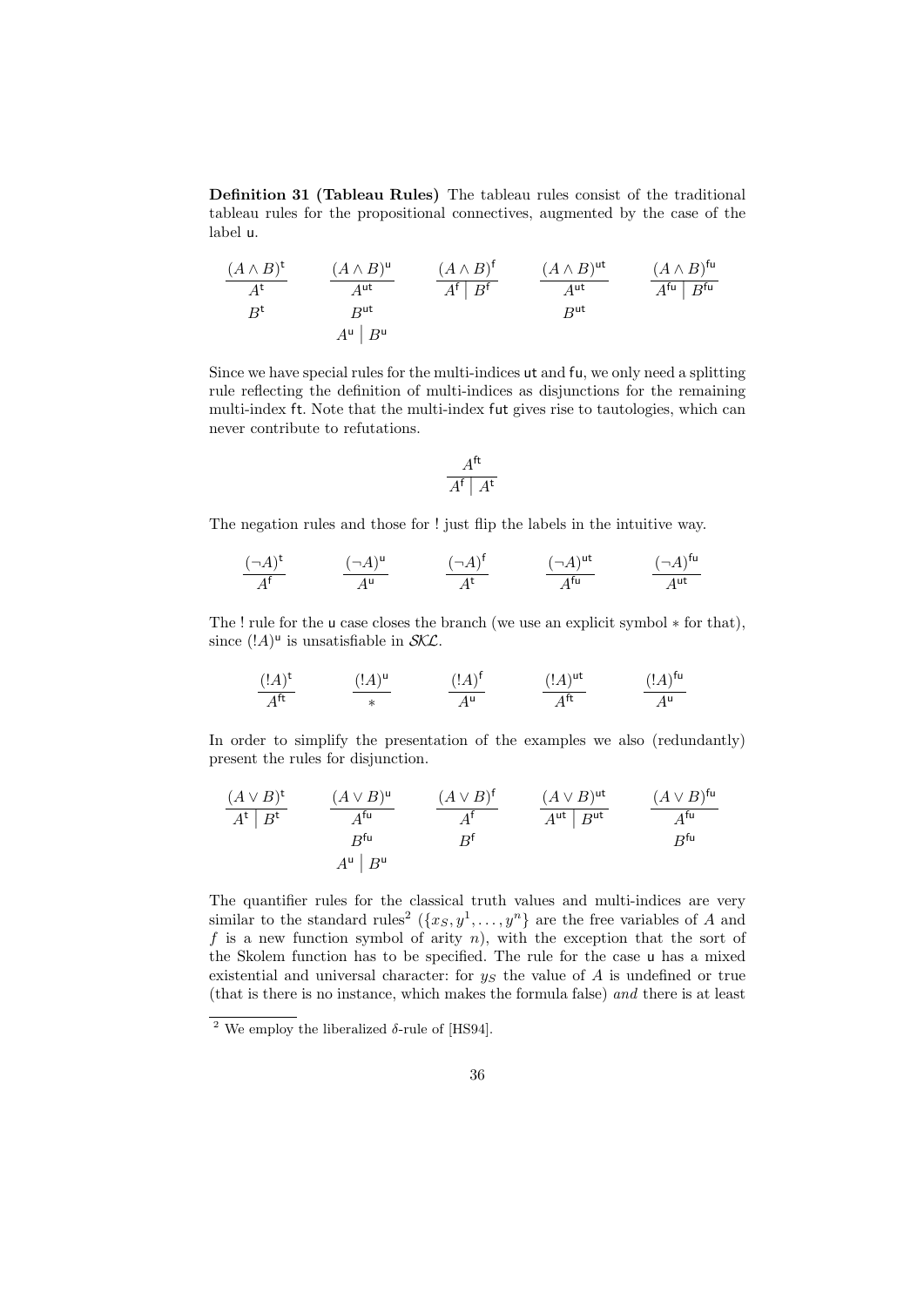**Definition 31 (Tableau Rules)** The tableau rules consist of the traditional tableau rules for the propositional connectives, augmented by the case of the label u.

$$
\frac{(A \wedge B)^{\mathsf{t}}}{\begin{array}{c}A^{\mathsf{t}}\\ B^{\mathsf{t}}\end{array}}
\qquad
\frac{(A \wedge B)^{\mathsf{u}}}{\begin{array}{c}A^{\mathsf{ut}}\\ B^{\mathsf{ut}}\\ A^{\mathsf{u}} \mid B^{\mathsf{u}}\end{array}}
\qquad
\frac{(A \wedge B)^{\mathsf{f}}}{A^{\mathsf{f}} \mid B^{\mathsf{f}}}
\qquad
\frac{(A \wedge B)^{\mathsf{ut}}}{\begin{array}{c}A^{\mathsf{ut}}\\ B^{\mathsf{ut}}\end{array}}
\qquad
\frac{(A \wedge B)^{\mathsf{fu}}}{A^{\mathsf{fu}} \mid B^{\mathsf{fu}}}
$$

Since we have special rules for the multi-indices ut and fu, we only need a splitting rule reflecting the definition of multi-indices as disjunctions for the remaining multi-index ft. Note that the multi-index fut gives rise to tautologies, which can never contribute to refutations.

$$
\frac{A^{\mathsf{ft}}}{A^{\mathsf{f}} \mid A^{\mathsf{t}}}
$$

The negation rules and those for ! just flip the labels in the intuitive way.

$$
\frac{(\neg A)^{\mathsf{t}}}{A^{\mathsf{f}}}
\qquad
\frac{(\neg A)^{\mathsf{u}}}{A^{\mathsf{u}}}
\qquad
\frac{(\neg A)^{\mathsf{f}}}{A^{\mathsf{t}}}
\qquad
\frac{(\neg A)^{\mathsf{ut}}}{A^{\mathsf{fu}}}
\qquad
\frac{(\neg A)^{\mathsf{fu}}}{A^{\mathsf{ut}}}
$$

The ! rule for the u case closes the branch (we use an explicit symbol $*$ for that), since $(!A)^{\mathsf{u}}$ is unsatisfiable in $\mathcal{SKL}$.

$$
\frac{(!A)^{\mathsf{t}}}{A^{\mathsf{ft}}}
\qquad
\frac{(!A)^{\mathsf{u}}}{*}
\qquad
\frac{(!A)^{\mathsf{f}}}{A^{\mathsf{u}}}
\qquad
\frac{(!A)^{\mathsf{ut}}}{A^{\mathsf{ft}}}
\qquad
\frac{(!A)^{\mathsf{fu}}}{A^{\mathsf{u}}}
$$

In order to simplify the presentation of the examples we also (redundantly) present the rules for disjunction.

$$
\frac{(A \vee B)^{\mathsf{t}}}{A^{\mathsf{t}} \mid B^{\mathsf{t}}}
\qquad
\frac{(A \vee B)^{\mathsf{u}}}{\begin{array}{c}A^{\mathsf{fu}}\\ B^{\mathsf{fu}}\\ A^{\mathsf{u}} \mid B^{\mathsf{u}}\end{array}}
\qquad
\frac{(A \vee B)^{\mathsf{f}}}{\begin{array}{c}A^{\mathsf{f}}\\ B^{\mathsf{f}}\end{array}}
\qquad
\frac{(A \vee B)^{\mathsf{ut}}}{A^{\mathsf{ut}} \mid B^{\mathsf{ut}}}
\qquad
\frac{(A \vee B)^{\mathsf{fu}}}{\begin{array}{c}A^{\mathsf{fu}}\\ B^{\mathsf{fu}}\end{array}}
$$

The quantifier rules for the classical truth values and multi-indices are very similar to the standard rules[2] ($\{x_S, y^1, \ldots, y^n\}$ are the free variables of $A$ and $f$ is a new function symbol of arity $n$), with the exception that the sort of the Skolem function has to be specified. The rule for the case u has a mixed existential and universal character: for $y_S$ the value of $A$ is undefined or true (that is there is no instance, which makes the formula false) *and* there is at least

[2] We employ the liberalized $\delta$-rule of [HS94].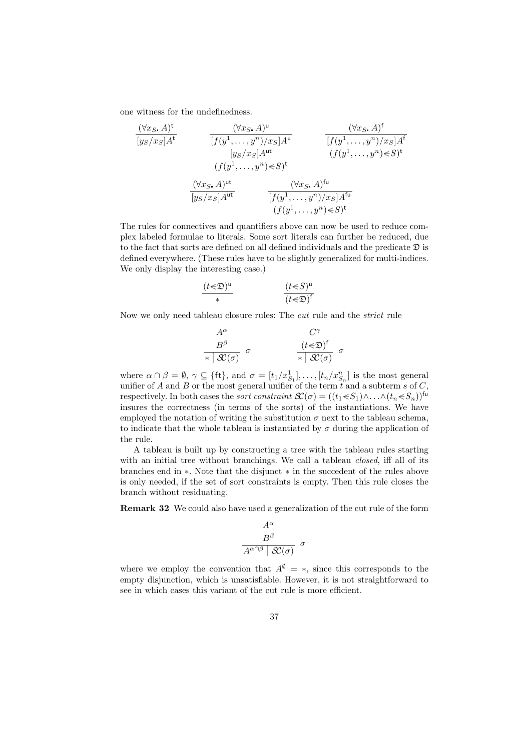one witness for the undefinedness.

$$\frac{(\forall x_S.\, A)^{\mathsf{t}}}{[y_S/x_S]A^{\mathsf{t}}} \qquad \frac{(\forall x_S.\, A)^{\mathsf{u}}}{\begin{array}{c}[f(y^1,\ldots,y^n)/x_S]A^{\mathsf{u}}\\ [y_S/x_S]A^{\mathsf{ut}}\\ (f(y^1,\ldots,y^n){<\!\!\cdot} S)^{\mathsf{t}}\end{array}} \qquad \frac{(\forall x_S.\, A)^{\mathsf{f}}}{\begin{array}{c}[f(y^1,\ldots,y^n)/x_S]A^{\mathsf{f}}\\ (f(y^1,\ldots,y^n){<\!\!\cdot} S)^{\mathsf{t}}\end{array}}$$

$$\frac{(\forall x_S.\, A)^{\mathsf{ut}}}{[y_S/x_S]A^{\mathsf{ut}}} \qquad \frac{(\forall x_S.\, A)^{\mathsf{fu}}}{\begin{array}{c}[f(y^1,\ldots,y^n)/x_S]A^{\mathsf{fu}}\\ (f(y^1,\ldots,y^n){<\!\!\cdot} S)^{\mathsf{t}}\end{array}}$$

The rules for connectives and quantifiers above can now be used to reduce complex labeled formulae to literals. Some sort literals can further be reduced, due to the fact that sorts are defined on all defined individuals and the predicate $\mathfrak{D}$ is defined everywhere. (These rules have to be slightly generalized for multi-indices. We only display the interesting case.)

$$\frac{(t{<\!\!\cdot}\mathfrak{D})^{\mathsf{u}}}{*} \qquad \frac{(t{<\!\!\cdot} S)^{\mathsf{u}}}{(t{<\!\!\cdot}\mathfrak{D})^{\mathsf{f}}}$$

Now we only need tableau closure rules: The *cut* rule and the *strict* rule

$$\frac{\begin{array}{c}A^{\alpha}\\ B^{\beta}\end{array}}{*\mid \mathcal{SC}(\sigma)}\ \sigma \qquad \frac{\begin{array}{c}C^{\gamma}\\ (t{<\!\!\cdot}\mathfrak{D})^{\mathsf{f}}\end{array}}{*\mid \mathcal{SC}(\sigma)}\ \sigma$$

where $\alpha \cap \beta = \emptyset$, $\gamma \subseteq \{\mathsf{ft}\}$, and $\sigma = [t_1/x^1_{S_1}],\ldots,[t_n/x^n_{S_n}]$ is the most general unifier of $A$ and $B$ or the most general unifier of the term $t$ and a subterm $s$ of $C$, respectively. In both cases the *sort constraint* $\mathcal{SC}(\sigma) = ((t_1{<\!\!\cdot} S_1)\wedge\ldots\wedge(t_n{<\!\!\cdot} S_n))^{\mathsf{fu}}$ insures the correctness (in terms of the sorts) of the instantiations. We have employed the notation of writing the substitution $\sigma$ next to the tableau schema, to indicate that the whole tableau is instantiated by $\sigma$ during the application of the rule.

A tableau is built up by constructing a tree with the tableau rules starting with an initial tree without branchings. We call a tableau *closed*, iff all of its branches end in $*$. Note that the disjunct $*$ in the succedent of the rules above is only needed, if the set of sort constraints is empty. Then this rule closes the branch without residuating.

**Remark 32** We could also have used a generalization of the cut rule of the form

$$\frac{\begin{array}{c}A^{\alpha}\\ B^{\beta}\end{array}}{A^{\alpha\cap\beta}\mid \mathcal{SC}(\sigma)}\ \sigma$$

where we employ the convention that $A^{\emptyset} = *$, since this corresponds to the empty disjunction, which is unsatisfiable. However, it is not straightforward to see in which cases this variant of the cut rule is more efficient.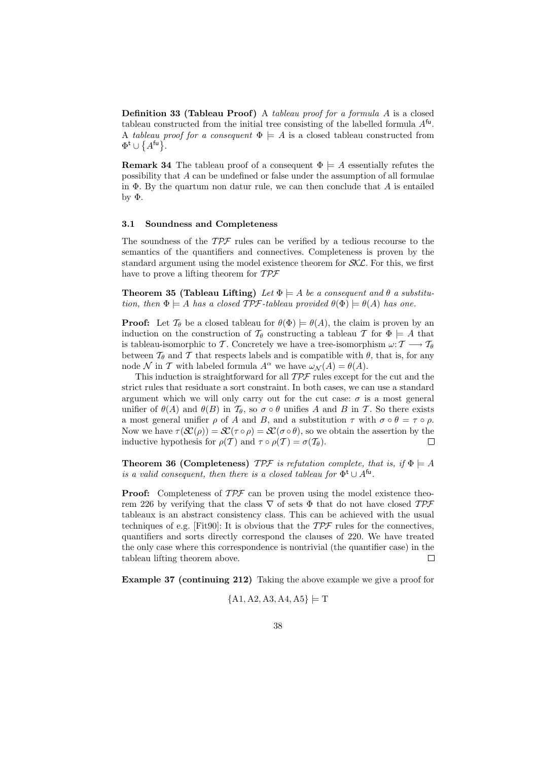**Definition 33 (Tableau Proof)** *A tableau proof for a formula $A$ is a closed tableau constructed from the initial tree consisting of the labelled formula $A^{\mathsf{fu}}$. A tableau proof for a consequent $\Phi \models A$ is a closed tableau constructed from $\Phi^{\mathsf{t}} \cup \{A^{\mathsf{fu}}\}$.*

**Remark 34** The tableau proof of a consequent $\Phi \models A$ essentially refutes the possibility that $A$ can be undefined or false under the assumption of all formulae in $\Phi$. By the quartum non datur rule, we can then conclude that $A$ is entailed by $\Phi$.

### 3.1 Soundness and Completeness

The soundness of the $\mathcal{TPF}$ rules can be verified by a tedious recourse to the semantics of the quantifiers and connectives. Completeness is proven by the standard argument using the model existence theorem for $\mathcal{SKL}$. For this, we first have to prove a lifting theorem for $\mathcal{TPF}$

**Theorem 35 (Tableau Lifting)** *Let $\Phi \models A$ be a consequent and $\theta$ a substitution, then $\Phi \models A$ has a closed $\mathcal{TPF}$-tableau provided $\theta(\Phi) \models \theta(A)$ has one.*

**Proof:** Let $\mathcal{T}_\theta$ be a closed tableau for $\theta(\Phi) \models \theta(A)$, the claim is proven by an induction on the construction of $\mathcal{T}_\theta$ constructing a tableau $\mathcal{T}$ for $\Phi \models A$ that is tableau-isomorphic to $\mathcal{T}$. Concretely we have a tree-isomorphism $\omega \colon \mathcal{T} \longrightarrow \mathcal{T}_\theta$ between $\mathcal{T}_\theta$ and $\mathcal{T}$ that respects labels and is compatible with $\theta$, that is, for any node $\mathcal{N}$ in $\mathcal{T}$ with labeled formula $A^\alpha$ we have $\omega_{\mathcal{N}}(A) = \theta(A)$.

This induction is straightforward for all $\mathcal{TPF}$ rules except for the cut and the strict rules that residuate a sort constraint. In both cases, we can use a standard argument which we will only carry out for the cut case: $\sigma$ is a most general unifier of $\theta(A)$ and $\theta(B)$ in $\mathcal{T}_\theta$, so $\sigma \circ \theta$ unifies $A$ and $B$ in $\mathcal{T}$. So there exists a most general unifier $\rho$ of $A$ and $B$, and a substitution $\tau$ with $\sigma \circ \theta = \tau \circ \rho$. Now we have $\tau(\mathcal{SC}(\rho)) = \mathcal{SC}(\tau \circ \rho) = \mathcal{SC}(\sigma \circ \theta)$, so we obtain the assertion by the inductive hypothesis for $\rho(\mathcal{T})$ and $\tau \circ \rho(\mathcal{T}) = \sigma(\mathcal{T}_\theta)$. $\square$

**Theorem 36 (Completeness)** *$\mathcal{TPF}$ is refutation complete, that is, if $\Phi \models A$ is a valid consequent, then there is a closed tableau for $\Phi^{\mathsf{t}} \cup A^{\mathsf{fu}}$.*

**Proof:** Completeness of $\mathcal{TPF}$ can be proven using the model existence theorem 226 by verifying that the class $\nabla$ of sets $\Phi$ that do not have closed $\mathcal{TPF}$ tableaux is an abstract consistency class. This can be achieved with the usual techniques of e.g. [Fit90]: It is obvious that the $\mathcal{TPF}$ rules for the connectives, quantifiers and sorts directly correspond the clauses of 220. We have treated the only case where this correspondence is nontrivial (the quantifier case) in the tableau lifting theorem above. $\square$

**Example 37 (continuing 212)** Taking the above example we give a proof for

$$\{\mathrm{A1}, \mathrm{A2}, \mathrm{A3}, \mathrm{A4}, \mathrm{A5}\} \models \mathrm{T}$$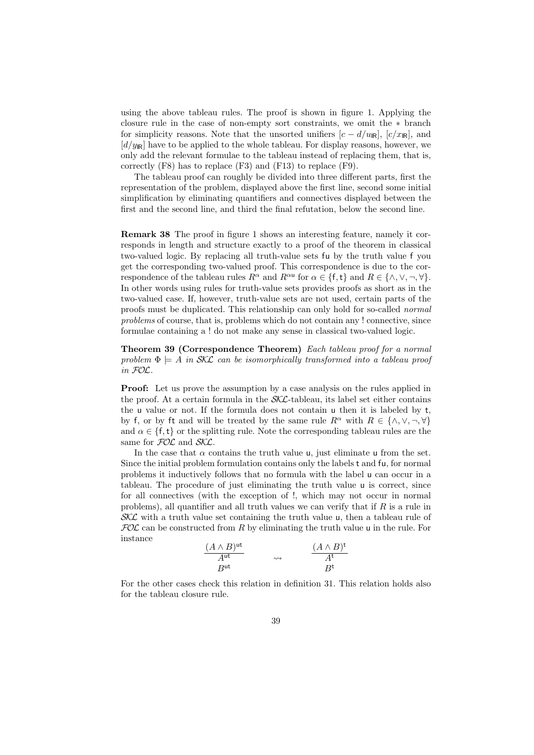using the above tableau rules. The proof is shown in figure 1. Applying the closure rule in the case of non-empty sort constraints, we omit the $*$ branch for simplicity reasons. Note that the unsorted unifiers $[c-d/u_{\mathsf{IR}}]$, $[c/x_{\mathsf{IR}}]$, and $[d/y_{\mathsf{IR}}]$ have to be applied to the whole tableau. For display reasons, however, we only add the relevant formulae to the tableau instead of replacing them, that is, correctly (F8) has to replace (F3) and (F13) to replace (F9).

The tableau proof can roughly be divided into three different parts, first the representation of the problem, displayed above the first line, second some initial simplification by eliminating quantifiers and connectives displayed between the first and the second line, and third the final refutation, below the second line.

**Remark 38** The proof in figure 1 shows an interesting feature, namely it corresponds in length and structure exactly to a proof of the theorem in classical two-valued logic. By replacing all truth-value sets $\mathsf{fu}$ by the truth value $\mathsf{f}$ you get the corresponding two-valued proof. This correspondence is due to the correspondence of the tableau rules $R^{\alpha}$ and $R^{\alpha\mathsf{u}}$ for $\alpha \in \{\mathsf{f},\mathsf{t}\}$ and $R \in \{\wedge,\vee,\neg,\forall\}$. In other words using rules for truth-value sets provides proofs as short as in the two-valued case. If, however, truth-value sets are not used, certain parts of the proofs must be duplicated. This relationship can only hold for so-called *normal problems* of course, that is, problems which do not contain any ! connective, since formulae containing a ! do not make any sense in classical two-valued logic.

**Theorem 39 (Correspondence Theorem)** *Each tableau proof for a normal problem $\Phi \models A$ in $\mathcal{SKL}$ can be isomorphically transformed into a tableau proof in $\mathcal{FOL}$.*

**Proof:** Let us prove the assumption by a case analysis on the rules applied in the proof. At a certain formula in the $\mathcal{SKL}$-tableau, its label set either contains the $\mathsf{u}$ value or not. If the formula does not contain $\mathsf{u}$ then it is labeled by $\mathsf{t}$, by $\mathsf{f}$, or by $\mathsf{ft}$ and will be treated by the same rule $R^{\alpha}$ with $R \in \{\wedge,\vee,\neg,\forall\}$ and $\alpha \in \{\mathsf{f},\mathsf{t}\}$ or the splitting rule. Note the corresponding tableau rules are the same for $\mathcal{FOL}$ and $\mathcal{SKL}$.

In the case that $\alpha$ contains the truth value $\mathsf{u}$, just eliminate $\mathsf{u}$ from the set. Since the initial problem formulation contains only the labels $\mathsf{t}$ and $\mathsf{fu}$, for normal problems it inductively follows that no formula with the label $\mathsf{u}$ can occur in a tableau. The procedure of just eliminating the truth value $\mathsf{u}$ is correct, since for all connectives (with the exception of !, which may not occur in normal problems), all quantifier and all truth values we can verify that if $R$ is a rule in $\mathcal{SKL}$ with a truth value set containing the truth value $\mathsf{u}$, then a tableau rule of $\mathcal{FOL}$ can be constructed from $R$ by eliminating the truth value $\mathsf{u}$ in the rule. For instance

$$\frac{(A \wedge B)^{\mathsf{ut}}}{\begin{array}{c}A^{\mathsf{ut}}\\ B^{\mathsf{ut}}\end{array}} \qquad \rightsquigarrow \qquad \frac{(A \wedge B)^{\mathsf{t}}}{\begin{array}{c}A^{\mathsf{t}}\\ B^{\mathsf{t}}\end{array}}$$

For the other cases check this relation in definition 31. This relation holds also for the tableau closure rule.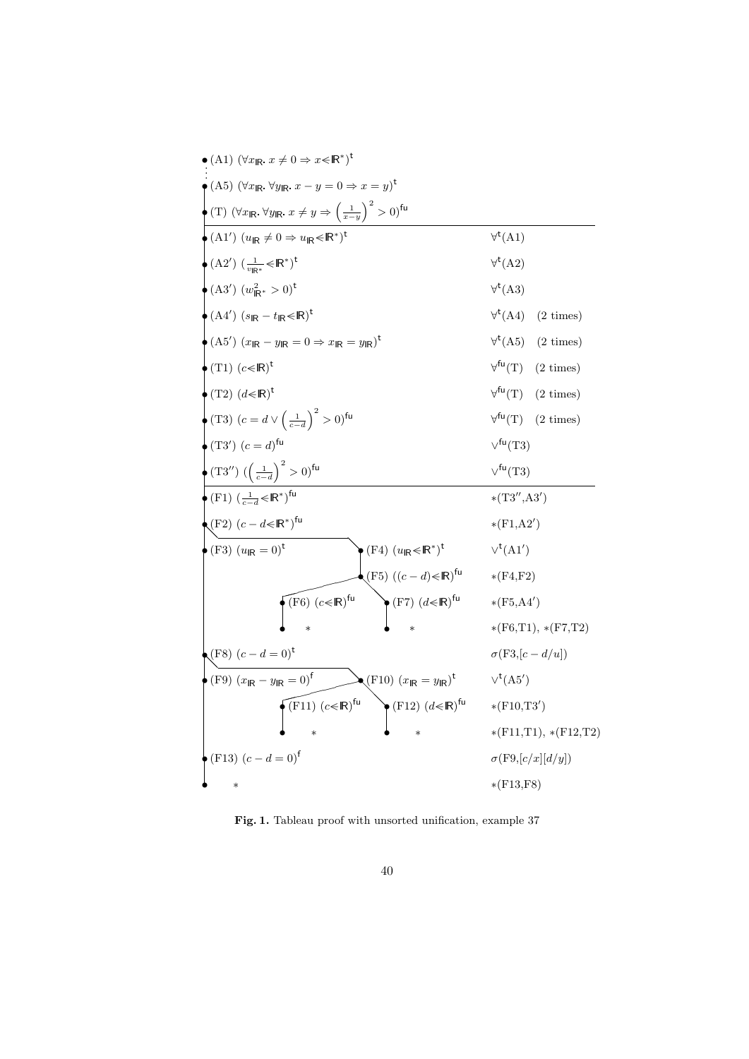$\bullet$ (A1) $(\forall x_{\mathbb{R}}.\ x \neq 0 \Rightarrow x \lessdot \mathbb{R}^*)^{\mathsf{t}}$

$\vdots$

$\bullet$ (A5) $(\forall x_{\mathbb{R}}.\ \forall y_{\mathbb{R}}.\ x - y = 0 \Rightarrow x = y)^{\mathsf{t}}$

$\bullet$ (T) $(\forall x_{\mathbb{R}}.\ \forall y_{\mathbb{R}}.\ x \neq y \Rightarrow \left(\frac{1}{x-y}\right)^2 > 0)^{\mathsf{fu}}$

---

| Formula | Justification |
|---|---|
| (A1′) $(u_{\mathbb{R}} \neq 0 \Rightarrow u_{\mathbb{R}} \lessdot \mathbb{R}^*)^{\mathsf{t}}$ | $\forall^{\mathsf{t}}$(A1) |
| (A2′) $(\frac{1}{v_{\mathbb{R}^*}} \lessdot \mathbb{R}^*)^{\mathsf{t}}$ | $\forall^{\mathsf{t}}$(A2) |
| (A3′) $(w_{\mathbb{R}^*}^2 > 0)^{\mathsf{t}}$ | $\forall^{\mathsf{t}}$(A3) |
| (A4′) $(s_{\mathbb{R}} - t_{\mathbb{R}} \lessdot \mathbb{R})^{\mathsf{t}}$ | $\forall^{\mathsf{t}}$(A4) (2 times) |
| (A5′) $(x_{\mathbb{R}} - y_{\mathbb{R}} = 0 \Rightarrow x_{\mathbb{R}} = y_{\mathbb{R}})^{\mathsf{t}}$ | $\forall^{\mathsf{t}}$(A5) (2 times) |
| (T1) $(c \lessdot \mathbb{R})^{\mathsf{t}}$ | $\forall^{\mathsf{fu}}$(T) (2 times) |
| (T2) $(d \lessdot \mathbb{R})^{\mathsf{t}}$ | $\forall^{\mathsf{fu}}$(T) (2 times) |
| (T3) $(c = d \vee \left(\frac{1}{c-d}\right)^2 > 0)^{\mathsf{fu}}$ | $\forall^{\mathsf{fu}}$(T) (2 times) |
| (T3′) $(c = d)^{\mathsf{fu}}$ | $\vee^{\mathsf{fu}}$(T3) |
| (T3″) $(\left(\frac{1}{c-d}\right)^2 > 0)^{\mathsf{fu}}$ | $\vee^{\mathsf{fu}}$(T3) |

---

| Formula | Justification |
|---|---|
| (F1) $(\frac{1}{c-d} \lessdot \mathbb{R}^*)^{\mathsf{fu}}$ | $*$(T3″,A3′) |
| (F2) $(c - d \lessdot \mathbb{R}^*)^{\mathsf{fu}}$ | $*$(F1,A2′) |
| (F3) $(u_{\mathbb{R}} = 0)^{\mathsf{t}}$ &nbsp;&nbsp;&nbsp; \| &nbsp;&nbsp;&nbsp; (F4) $(u_{\mathbb{R}} \lessdot \mathbb{R}^*)^{\mathsf{t}}$ | $\vee^{\mathsf{t}}$(A1′) |
| &nbsp;&nbsp;&nbsp;&nbsp;&nbsp;&nbsp; (F5) $((c-d) \lessdot \mathbb{R})^{\mathsf{fu}}$ | $*$(F4,F2) |
| &nbsp;&nbsp;&nbsp;&nbsp;&nbsp;&nbsp; (F6) $(c \lessdot \mathbb{R})^{\mathsf{fu}}$ \| (F7) $(d \lessdot \mathbb{R})^{\mathsf{fu}}$ | $*$(F5,A4′) |
| &nbsp;&nbsp;&nbsp;&nbsp;&nbsp;&nbsp; $*$ \| $*$ | $*$(F6,T1), $*$(F7,T2) |
| (F8) $(c - d = 0)^{\mathsf{t}}$ | $\sigma$(F3,$[c-d/u]$) |
| (F9) $(x_{\mathbb{R}} - y_{\mathbb{R}} = 0)^{\mathsf{f}}$ &nbsp;&nbsp;&nbsp; \| &nbsp;&nbsp;&nbsp; (F10) $(x_{\mathbb{R}} = y_{\mathbb{R}})^{\mathsf{t}}$ | $\vee^{\mathsf{t}}$(A5′) |
| &nbsp;&nbsp;&nbsp;&nbsp;&nbsp;&nbsp; (F11) $(c \lessdot \mathbb{R})^{\mathsf{fu}}$ \| (F12) $(d \lessdot \mathbb{R})^{\mathsf{fu}}$ | $*$(F10,T3′) |
| &nbsp;&nbsp;&nbsp;&nbsp;&nbsp;&nbsp; $*$ \| $*$ | $*$(F11,T1), $*$(F12,T2) |
| (F13) $(c - d = 0)^{\mathsf{f}}$ | $\sigma$(F9,$[c/x][d/y]$) |
| $*$ | $*$(F13,F8) |

**Fig. 1.** Tableau proof with unsorted unification, example 37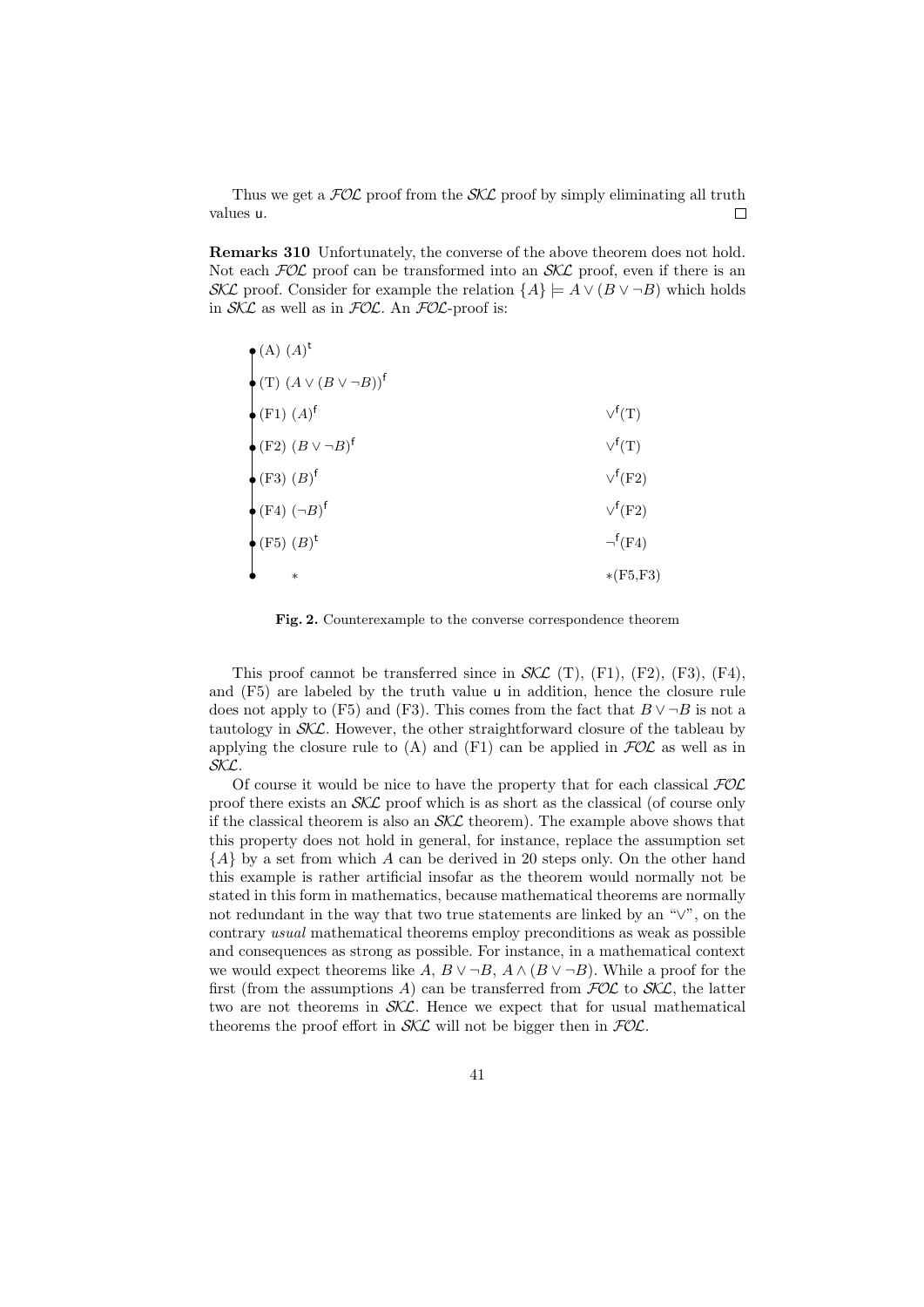Thus we get a $\mathcal{FOL}$ proof from the $\mathcal{SKL}$ proof by simply eliminating all truth values $\mathsf{u}$. □

**Remarks 310** Unfortunately, the converse of the above theorem does not hold. Not each $\mathcal{FOL}$ proof can be transformed into an $\mathcal{SKL}$ proof, even if there is an $\mathcal{SKL}$ proof. Consider for example the relation $\{A\} \models A \vee (B \vee \neg B)$ which holds in $\mathcal{SKL}$ as well as in $\mathcal{FOL}$. An $\mathcal{FOL}$-proof is:

| | |
|---|---|
| (A) $(A)^{\mathsf{t}}$ | |
| (T) $(A \vee (B \vee \neg B))^{\mathsf{f}}$ | |
| (F1) $(A)^{\mathsf{f}}$ | $\vee^{\mathsf{f}}$(T) |
| (F2) $(B \vee \neg B)^{\mathsf{f}}$ | $\vee^{\mathsf{f}}$(T) |
| (F3) $(B)^{\mathsf{f}}$ | $\vee^{\mathsf{f}}$(F2) |
| (F4) $(\neg B)^{\mathsf{f}}$ | $\vee^{\mathsf{f}}$(F2) |
| (F5) $(B)^{\mathsf{t}}$ | $\neg^{\mathsf{f}}$(F4) |
| $*$ | $*$(F5,F3) |

**Fig. 2.** Counterexample to the converse correspondence theorem

This proof cannot be transferred since in $\mathcal{SKL}$ (T), (F1), (F2), (F3), (F4), and (F5) are labeled by the truth value $\mathsf{u}$ in addition, hence the closure rule does not apply to (F5) and (F3). This comes from the fact that $B \vee \neg B$ is not a tautology in $\mathcal{SKL}$. However, the other straightforward closure of the tableau by applying the closure rule to (A) and (F1) can be applied in $\mathcal{FOL}$ as well as in $\mathcal{SKL}$.

Of course it would be nice to have the property that for each classical $\mathcal{FOL}$ proof there exists an $\mathcal{SKL}$ proof which is as short as the classical (of course only if the classical theorem is also an $\mathcal{SKL}$ theorem). The example above shows that this property does not hold in general, for instance, replace the assumption set $\{A\}$ by a set from which $A$ can be derived in 20 steps only. On the other hand this example is rather artificial insofar as the theorem would normally not be stated in this form in mathematics, because mathematical theorems are normally not redundant in the way that two true statements are linked by an "$\vee$", on the contrary *usual* mathematical theorems employ preconditions as weak as possible and consequences as strong as possible. For instance, in a mathematical context we would expect theorems like $A$, $B \vee \neg B$, $A \wedge (B \vee \neg B)$. While a proof for the first (from the assumptions $A$) can be transferred from $\mathcal{FOL}$ to $\mathcal{SKL}$, the latter two are not theorems in $\mathcal{SKL}$. Hence we expect that for usual mathematical theorems the proof effort in $\mathcal{SKL}$ will not be bigger then in $\mathcal{FOL}$.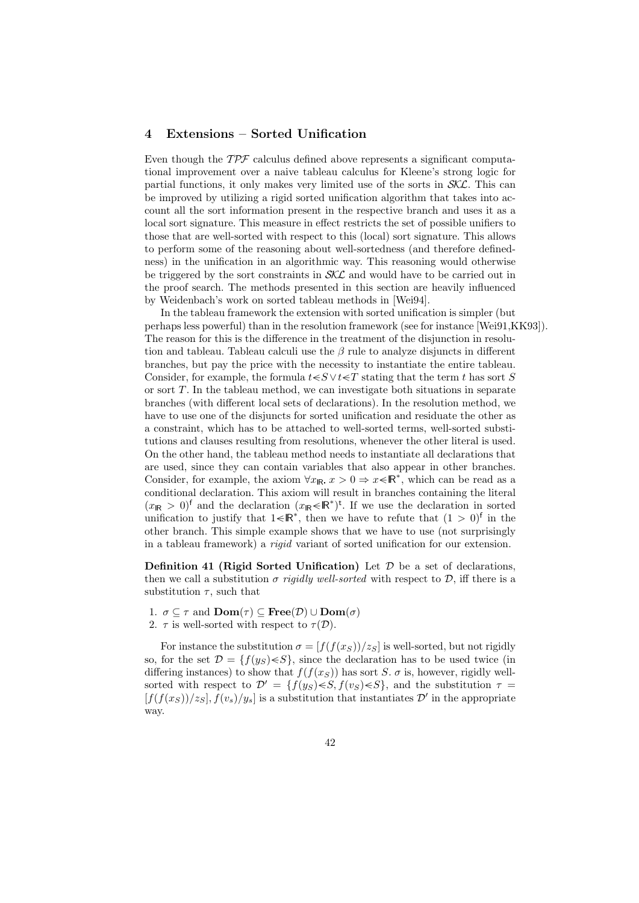## 4 Extensions – Sorted Unification

Even though the $\mathcal{TPF}$ calculus defined above represents a significant computational improvement over a naive tableau calculus for Kleene's strong logic for partial functions, it only makes very limited use of the sorts in $\mathcal{SKL}$. This can be improved by utilizing a rigid sorted unification algorithm that takes into account all the sort information present in the respective branch and uses it as a local sort signature. This measure in effect restricts the set of possible unifiers to those that are well-sorted with respect to this (local) sort signature. This allows to perform some of the reasoning about well-sortedness (and therefore definedness) in the unification in an algorithmic way. This reasoning would otherwise be triggered by the sort constraints in $\mathcal{SKL}$ and would have to be carried out in the proof search. The methods presented in this section are heavily influenced by Weidenbach's work on sorted tableau methods in [Wei94].

In the tableau framework the extension with sorted unification is simpler (but perhaps less powerful) than in the resolution framework (see for instance [Wei91,KK93]). The reason for this is the difference in the treatment of the disjunction in resolution and tableau. Tableau calculi use the $\beta$ rule to analyze disjuncts in different branches, but pay the price with the necessity to instantiate the entire tableau. Consider, for example, the formula $t{<}S \vee t{<}T$ stating that the term $t$ has sort $S$ or sort $T$. In the tableau method, we can investigate both situations in separate branches (with different local sets of declarations). In the resolution method, we have to use one of the disjuncts for sorted unification and residuate the other as a constraint, which has to be attached to well-sorted terms, well-sorted substitutions and clauses resulting from resolutions, whenever the other literal is used. On the other hand, the tableau method needs to instantiate all declarations that are used, since they can contain variables that also appear in other branches. Consider, for example, the axiom $\forall x_{\mathbb{R}}.\, x > 0 \Rightarrow x{<}\mathbb{R}^*$, which can be read as a conditional declaration. This axiom will result in branches containing the literal $(x_{\mathbb{R}} > 0)^{\mathsf{f}}$ and the declaration $(x_{\mathbb{R}}{<}\mathbb{R}^*)^{\mathsf{t}}$. If we use the declaration in sorted unification to justify that $1{<}\mathbb{R}^*$, then we have to refute that $(1 > 0)^{\mathsf{f}}$ in the other branch. This simple example shows that we have to use (not surprisingly in a tableau framework) a *rigid* variant of sorted unification for our extension.

**Definition 41 (Rigid Sorted Unification)** Let $\mathcal{D}$ be a set of declarations, then we call a substitution $\sigma$ *rigidly well-sorted* with respect to $\mathcal{D}$, iff there is a substitution $\tau$, such that

1. $\sigma \subseteq \tau$ and $\mathbf{Dom}(\tau) \subseteq \mathbf{Free}(\mathcal{D}) \cup \mathbf{Dom}(\sigma)$
2. $\tau$ is well-sorted with respect to $\tau(\mathcal{D})$.

For instance the substitution $\sigma = [f(f(x_S))/z_S]$ is well-sorted, but not rigidly so, for the set $\mathcal{D} = \{f(y_S){<}S\}$, since the declaration has to be used twice (in differing instances) to show that $f(f(x_S))$ has sort $S$. $\sigma$ is, however, rigidly well-sorted with respect to $\mathcal{D}' = \{f(y_S){<}S, f(v_S){<}S\}$, and the substitution $\tau = [f(f(x_S))/z_S], f(v_s)/y_s]$ is a substitution that instantiates $\mathcal{D}'$ in the appropriate way.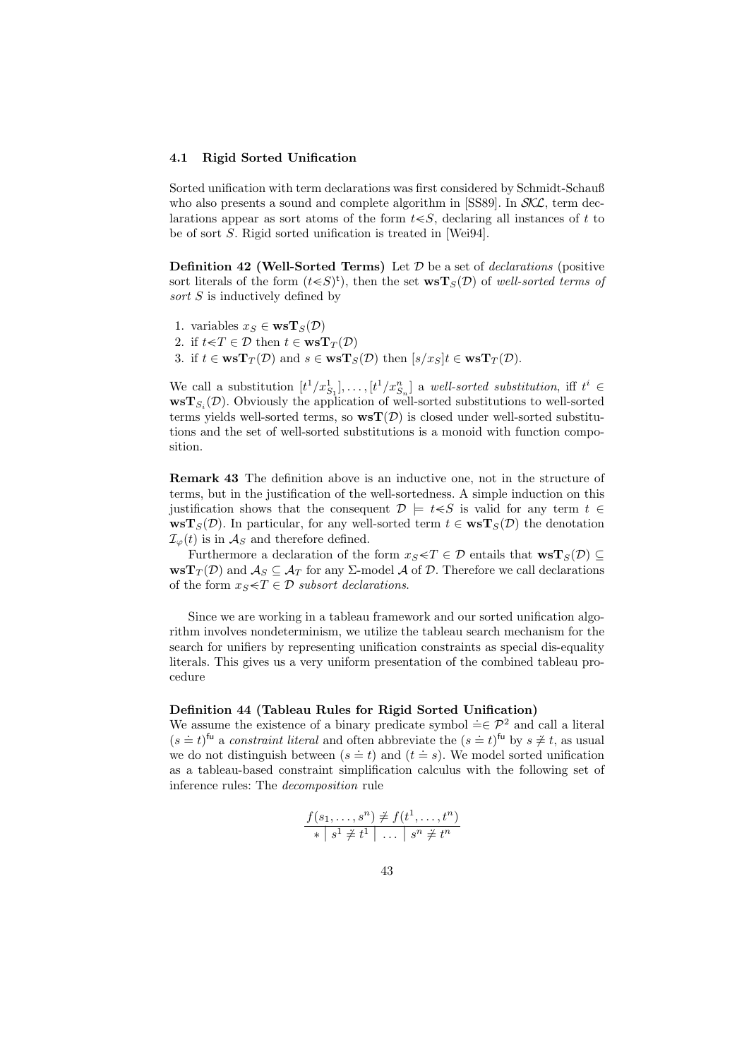### 4.1 Rigid Sorted Unification

Sorted unification with term declarations was first considered by Schmidt-Schauß who also presents a sound and complete algorithm in [SS89]. In $\mathcal{SKL}$, term declarations appear as sort atoms of the form $t{<}S$, declaring all instances of $t$ to be of sort $S$. Rigid sorted unification is treated in [Wei94].

**Definition 42 (Well-Sorted Terms)** Let $\mathcal{D}$ be a set of *declarations* (positive sort literals of the form $(t{<}S)^{\mathsf{t}}$), then the set $\mathbf{wsT}_S(\mathcal{D})$ of *well-sorted terms of sort $S$* is inductively defined by

1. variables $x_S \in \mathbf{wsT}_S(\mathcal{D})$
2. if $t{<}T \in \mathcal{D}$ then $t \in \mathbf{wsT}_T(\mathcal{D})$
3. if $t \in \mathbf{wsT}_T(\mathcal{D})$ and $s \in \mathbf{wsT}_S(\mathcal{D})$ then $[s/x_S]t \in \mathbf{wsT}_T(\mathcal{D})$.

We call a substitution $[t^1/x^1_{S_1}], \ldots, [t^1/x^n_{S_n}]$ a *well-sorted substitution*, iff $t^i \in \mathbf{wsT}_{S_i}(\mathcal{D})$. Obviously the application of well-sorted substitutions to well-sorted terms yields well-sorted terms, so $\mathbf{wsT}(\mathcal{D})$ is closed under well-sorted substitutions and the set of well-sorted substitutions is a monoid with function composition.

**Remark 43** The definition above is an inductive one, not in the structure of terms, but in the justification of the well-sortedness. A simple induction on this justification shows that the consequent $\mathcal{D} \models t{<}S$ is valid for any term $t \in \mathbf{wsT}_S(\mathcal{D})$. In particular, for any well-sorted term $t \in \mathbf{wsT}_S(\mathcal{D})$ the denotation $\mathcal{I}_\varphi(t)$ is in $\mathcal{A}_S$ and therefore defined.

Furthermore a declaration of the form $x_S{<}T \in \mathcal{D}$ entails that $\mathbf{wsT}_S(\mathcal{D}) \subseteq \mathbf{wsT}_T(\mathcal{D})$ and $\mathcal{A}_S \subseteq \mathcal{A}_T$ for any $\Sigma$-model $\mathcal{A}$ of $\mathcal{D}$. Therefore we call declarations of the form $x_S{<}T \in \mathcal{D}$ *subsort declarations*.

Since we are working in a tableau framework and our sorted unification algorithm involves nondeterminism, we utilize the tableau search mechanism for the search for unifiers by representing unification constraints as special dis-equality literals. This gives us a very uniform presentation of the combined tableau procedure

**Definition 44 (Tableau Rules for Rigid Sorted Unification)**
We assume the existence of a binary predicate symbol $\doteq \in \mathcal{P}^2$ and call a literal $(s \doteq t)^{\mathsf{fu}}$ a *constraint literal* and often abbreviate the $(s \doteq t)^{\mathsf{fu}}$ by $s \not\doteq t$, as usual we do not distinguish between $(s \doteq t)$ and $(t \doteq s)$. We model sorted unification as a tableau-based constraint simplification calculus with the following set of inference rules: The *decomposition* rule

$$\frac{f(s_1, \ldots, s^n) \not\doteq f(t^1, \ldots, t^n)}{* \mid s^1 \not\doteq t^1 \mid \ldots \mid s^n \not\doteq t^n}$$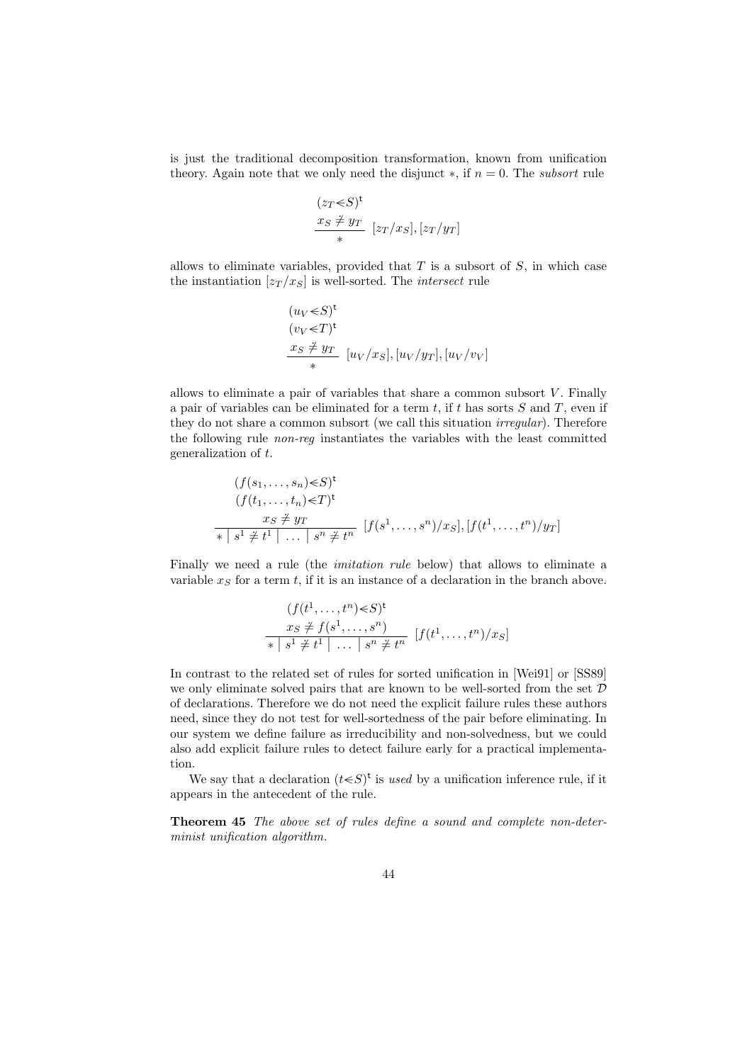is just the traditional decomposition transformation, known from unification theory. Again note that we only need the disjunct $*$, if $n = 0$. The *subsort* rule

$$\frac{\begin{array}{l}(z_T \lessdot S)^{\mathsf{t}} \\ x_S \not\doteq y_T\end{array}}{*}\ [z_T/x_S], [z_T/y_T]$$

allows to eliminate variables, provided that $T$ is a subsort of $S$, in which case the instantiation $[z_T/x_S]$ is well-sorted. The *intersect* rule

$$\frac{\begin{array}{l}(u_V \lessdot S)^{\mathsf{t}} \\ (v_V \lessdot T)^{\mathsf{t}} \\ x_S \not\doteq y_T\end{array}}{*}\ [u_V/x_S], [u_V/y_T], [u_V/v_V]$$

allows to eliminate a pair of variables that share a common subsort $V$. Finally a pair of variables can be eliminated for a term $t$, if $t$ has sorts $S$ and $T$, even if they do not share a common subsort (we call this situation *irregular*). Therefore the following rule *non-reg* instantiates the variables with the least committed generalization of $t$.

$$\frac{\begin{array}{l}(f(s_1, \ldots, s_n) \lessdot S)^{\mathsf{t}} \\ (f(t_1, \ldots, t_n) \lessdot T)^{\mathsf{t}} \\ x_S \not\doteq y_T\end{array}}{* \mid s^1 \not\doteq t^1 \mid \ \ldots \ \mid s^n \not\doteq t^n}\ [f(s^1, \ldots, s^n)/x_S], [f(t^1, \ldots, t^n)/y_T]$$

Finally we need a rule (the *imitation rule* below) that allows to eliminate a variable $x_S$ for a term $t$, if it is an instance of a declaration in the branch above.

$$\frac{\begin{array}{l}(f(t^1, \ldots, t^n) \lessdot S)^{\mathsf{t}} \\ x_S \not\doteq f(s^1, \ldots, s^n)\end{array}}{* \mid s^1 \not\doteq t^1 \mid \ \ldots \ \mid s^n \not\doteq t^n}\ [f(t^1, \ldots, t^n)/x_S]$$

In contrast to the related set of rules for sorted unification in [Wei91] or [SS89] we only eliminate solved pairs that are known to be well-sorted from the set $\mathcal{D}$ of declarations. Therefore we do not need the explicit failure rules these authors need, since they do not test for well-sortedness of the pair before eliminating. In our system we define failure as irreducibility and non-solvedness, but we could also add explicit failure rules to detect failure early for a practical implementation.

We say that a declaration $(t \lessdot S)^{\mathsf{t}}$ is *used* by a unification inference rule, if it appears in the antecedent of the rule.

**Theorem 45** *The above set of rules define a sound and complete non-determinist unification algorithm.*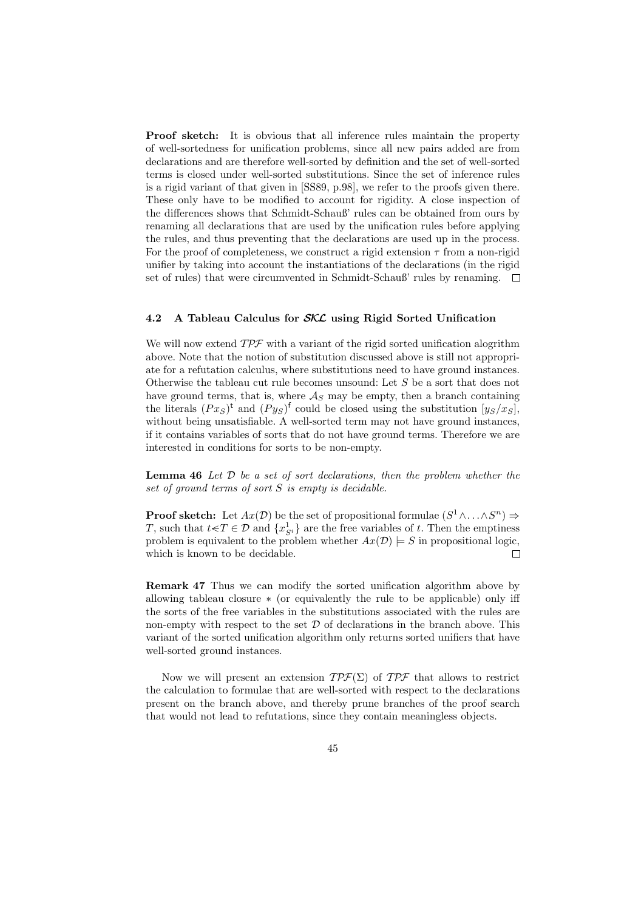**Proof sketch:** It is obvious that all inference rules maintain the property of well-sortedness for unification problems, since all new pairs added are from declarations and are therefore well-sorted by definition and the set of well-sorted terms is closed under well-sorted substitutions. Since the set of inference rules is a rigid variant of that given in [SS89, p.98], we refer to the proofs given there. These only have to be modified to account for rigidity. A close inspection of the differences shows that Schmidt-Schauß' rules can be obtained from ours by renaming all declarations that are used by the unification rules before applying the rules, and thus preventing that the declarations are used up in the process. For the proof of completeness, we construct a rigid extension $\tau$ from a non-rigid unifier by taking into account the instantiations of the declarations (in the rigid set of rules) that were circumvented in Schmidt-Schauß' rules by renaming. □

### 4.2 A Tableau Calculus for $\mathcal{SKL}$ using Rigid Sorted Unification

We will now extend $\mathcal{TPF}$ with a variant of the rigid sorted unification alogrithm above. Note that the notion of substitution discussed above is still not appropriate for a refutation calculus, where substitutions need to have ground instances. Otherwise the tableau cut rule becomes unsound: Let $S$ be a sort that does not have ground terms, that is, where $\mathcal{A}_S$ may be empty, then a branch containing the literals $(Px_S)^{\mathsf{t}}$ and $(Py_S)^{\mathsf{f}}$ could be closed using the substitution $[y_S/x_S]$, without being unsatisfiable. A well-sorted term may not have ground instances, if it contains variables of sorts that do not have ground terms. Therefore we are interested in conditions for sorts to be non-empty.

**Lemma 46** *Let $\mathcal{D}$ be a set of sort declarations, then the problem whether the set of ground terms of sort $S$ is empty is decidable.*

**Proof sketch:** Let $Ax(\mathcal{D})$ be the set of propositional formulae $(S^1 \wedge \ldots \wedge S^n) \Rightarrow T$, such that $t{\lessdot}T \in \mathcal{D}$ and $\{x^1_{S^i}\}$ are the free variables of $t$. Then the emptiness problem is equivalent to the problem whether $Ax(\mathcal{D}) \models S$ in propositional logic, which is known to be decidable. □

**Remark 47** Thus we can modify the sorted unification algorithm above by allowing tableau closure $*$ (or equivalently the rule to be applicable) only iff the sorts of the free variables in the substitutions associated with the rules are non-empty with respect to the set $\mathcal{D}$ of declarations in the branch above. This variant of the sorted unification algorithm only returns sorted unifiers that have well-sorted ground instances.

Now we will present an extension $\mathcal{TPF}(\Sigma)$ of $\mathcal{TPF}$ that allows to restrict the calculation to formulae that are well-sorted with respect to the declarations present on the branch above, and thereby prune branches of the proof search that would not lead to refutations, since they contain meaningless objects.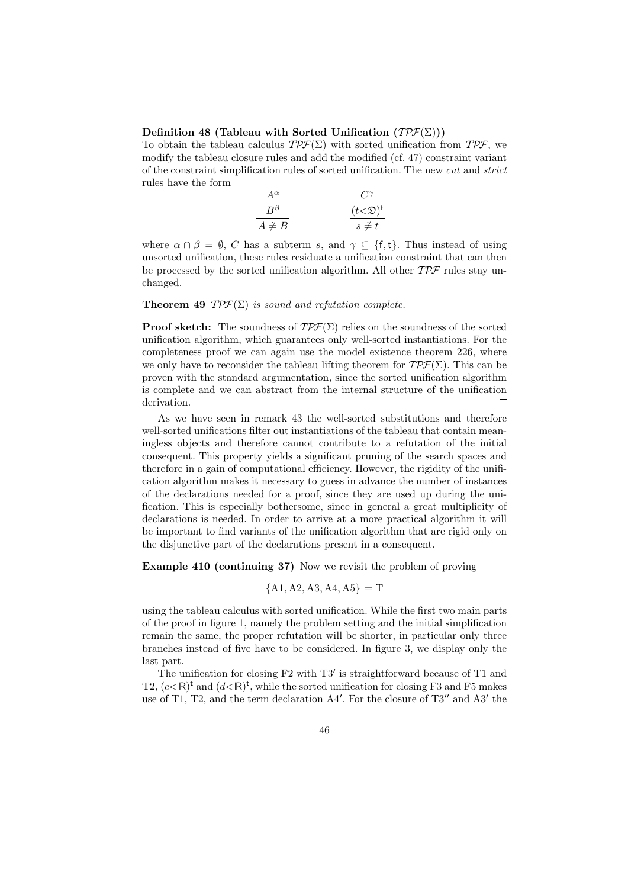**Definition 48 (Tableau with Sorted Unification ($\mathcal{TPF}(\Sigma)$))**
To obtain the tableau calculus $\mathcal{TPF}(\Sigma)$ with sorted unification from $\mathcal{TPF}$, we modify the tableau closure rules and add the modified (cf. 47) constraint variant of the constraint simplification rules of sorted unification. The new *cut* and *strict* rules have the form

$$\frac{\begin{array}{c}A^\alpha\\ B^\beta\end{array}}{A \neq B} \qquad\qquad \frac{\begin{array}{c}C^\gamma\\ (t \lessdot \mathfrak{D})^{\mathsf{f}}\end{array}}{s \neq t}$$

where $\alpha \cap \beta = \emptyset$, $C$ has a subterm $s$, and $\gamma \subseteq \{\mathsf{f}, \mathsf{t}\}$. Thus instead of using unsorted unification, these rules residuate a unification constraint that can then be processed by the sorted unification algorithm. All other $\mathcal{TPF}$ rules stay unchanged.

**Theorem 49** *$\mathcal{TPF}(\Sigma)$ is sound and refutation complete.*

**Proof sketch:** The soundness of $\mathcal{TPF}(\Sigma)$ relies on the soundness of the sorted unification algorithm, which guarantees only well-sorted instantiations. For the completeness proof we can again use the model existence theorem 226, where we only have to reconsider the tableau lifting theorem for $\mathcal{TPF}(\Sigma)$. This can be proven with the standard argumentation, since the sorted unification algorithm is complete and we can abstract from the internal structure of the unification derivation. □

As we have seen in remark 43 the well-sorted substitutions and therefore well-sorted unifications filter out instantiations of the tableau that contain meaningless objects and therefore cannot contribute to a refutation of the initial consequent. This property yields a significant pruning of the search spaces and therefore in a gain of computational efficiency. However, the rigidity of the unification algorithm makes it necessary to guess in advance the number of instances of the declarations needed for a proof, since they are used up during the unification. This is especially bothersome, since in general a great multiplicity of declarations is needed. In order to arrive at a more practical algorithm it will be important to find variants of the unification algorithm that are rigid only on the disjunctive part of the declarations present in a consequent.

**Example 410 (continuing 37)** Now we revisit the problem of proving

$$\{\mathrm{A1}, \mathrm{A2}, \mathrm{A3}, \mathrm{A4}, \mathrm{A5}\} \models \mathrm{T}$$

using the tableau calculus with sorted unification. While the first two main parts of the proof in figure 1, namely the problem setting and the initial simplification remain the same, the proper refutation will be shorter, in particular only three branches instead of five have to be considered. In figure 3, we display only the last part.

The unification for closing F2 with T3′ is straightforward because of T1 and T2, $(c \lessdot \mathbb{R})^{\mathsf{t}}$ and $(d \lessdot \mathbb{R})^{\mathsf{t}}$, while the sorted unification for closing F3 and F5 makes use of T1, T2, and the term declaration A4′. For the closure of T3″ and A3′ the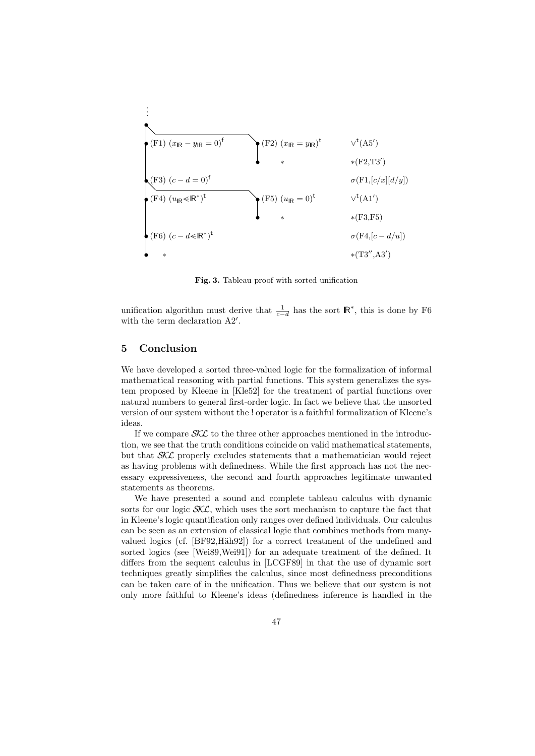$$
\begin{array}{lll}
\vdots & & \\
\text{(F1) } (x_{\mathbb{R}} - y_{\mathbb{R}} = 0)^{\mathsf{f}} & \text{(F2) } (x_{\mathbb{R}} = y_{\mathbb{R}})^{\mathsf{t}} & \vee^{\mathsf{t}}(\text{A5}') \\
 & \quad * & *(\text{F2,T3}') \\
\text{(F3) } (c - d = 0)^{\mathsf{f}} & & \sigma(\text{F1},[c/x][d/y]) \\
\text{(F4) } (u_{\mathbb{R}} \lessdot \mathbb{R}^*)^{\mathsf{t}} & \text{(F5) } (u_{\mathbb{R}} = 0)^{\mathsf{t}} & \vee^{\mathsf{t}}(\text{A1}') \\
 & \quad * & *(\text{F3,F5}) \\
\text{(F6) } (c - d \lessdot \mathbb{R}^*)^{\mathsf{t}} & & \sigma(\text{F4},[c-d/u]) \\
\quad * & & *(\text{T3}'',\text{A3}')
\end{array}
$$

**Fig. 3.** Tableau proof with sorted unification

unification algorithm must derive that $\frac{1}{c-d}$ has the sort $\mathbb{R}^*$, this is done by F6 with the term declaration A2′.

## 5 Conclusion

We have developed a sorted three-valued logic for the formalization of informal mathematical reasoning with partial functions. This system generalizes the system proposed by Kleene in [Kle52] for the treatment of partial functions over natural numbers to general first-order logic. In fact we believe that the unsorted version of our system without the ! operator is a faithful formalization of Kleene's ideas.

If we compare $\mathcal{SKL}$ to the three other approaches mentioned in the introduction, we see that the truth conditions coincide on valid mathematical statements, but that $\mathcal{SKL}$ properly excludes statements that a mathematician would reject as having problems with definedness. While the first approach has not the necessary expressiveness, the second and fourth approaches legitimate unwanted statements as theorems.

We have presented a sound and complete tableau calculus with dynamic sorts for our logic $\mathcal{SKL}$, which uses the sort mechanism to capture the fact that in Kleene's logic quantification only ranges over defined individuals. Our calculus can be seen as an extension of classical logic that combines methods from many-valued logics (cf. [BF92,Häh92]) for a correct treatment of the undefined and sorted logics (see [Wei89,Wei91]) for an adequate treatment of the defined. It differs from the sequent calculus in [LCGF89] in that the use of dynamic sort techniques greatly simplifies the calculus, since most definedness preconditions can be taken care of in the unification. Thus we believe that our system is not only more faithful to Kleene's ideas (definedness inference is handled in the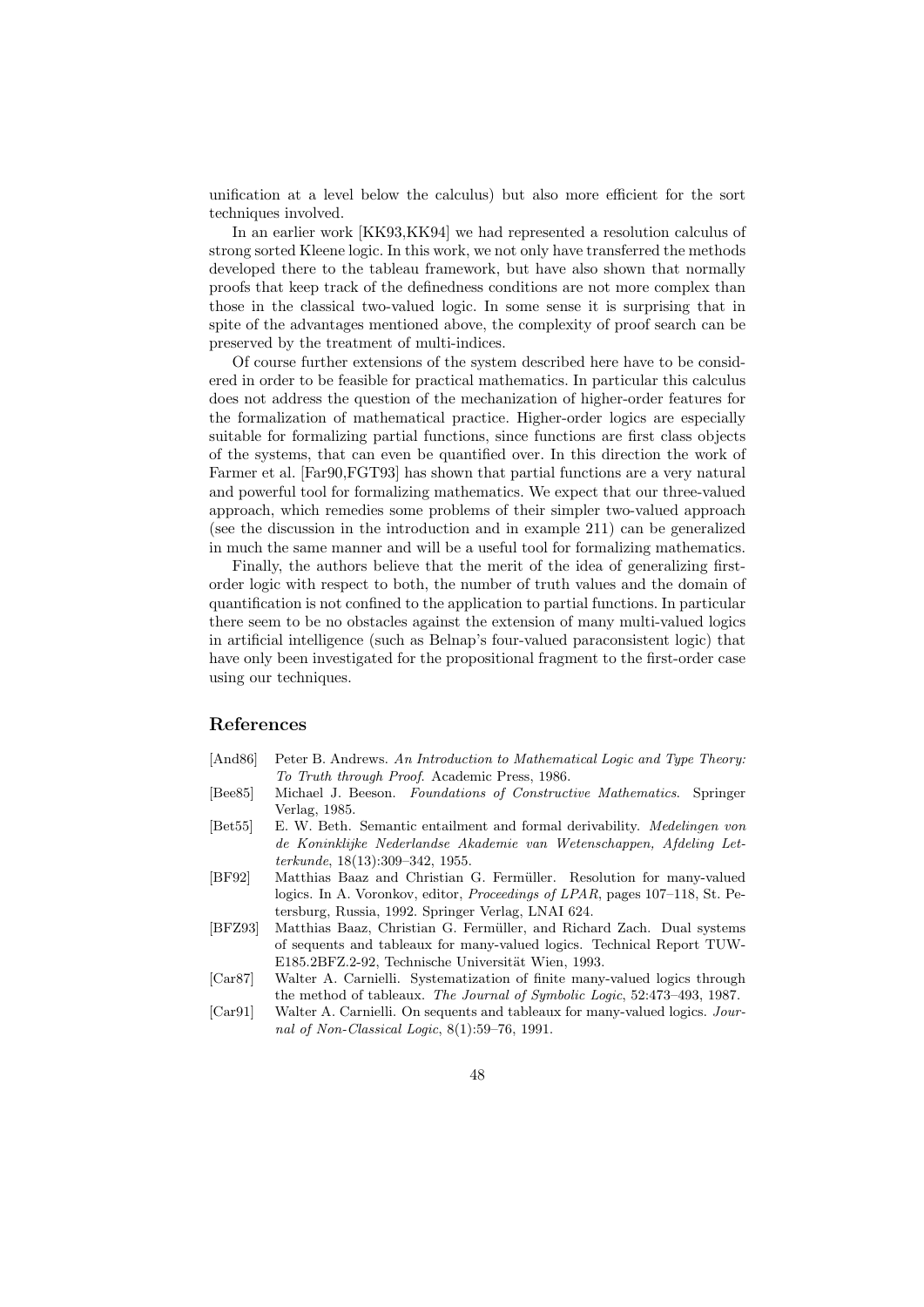unification at a level below the calculus) but also more efficient for the sort techniques involved.

In an earlier work [KK93,KK94] we had represented a resolution calculus of strong sorted Kleene logic. In this work, we not only have transferred the methods developed there to the tableau framework, but have also shown that normally proofs that keep track of the definedness conditions are not more complex than those in the classical two-valued logic. In some sense it is surprising that in spite of the advantages mentioned above, the complexity of proof search can be preserved by the treatment of multi-indices.

Of course further extensions of the system described here have to be considered in order to be feasible for practical mathematics. In particular this calculus does not address the question of the mechanization of higher-order features for the formalization of mathematical practice. Higher-order logics are especially suitable for formalizing partial functions, since functions are first class objects of the systems, that can even be quantified over. In this direction the work of Farmer et al. [Far90,FGT93] has shown that partial functions are a very natural and powerful tool for formalizing mathematics. We expect that our three-valued approach, which remedies some problems of their simpler two-valued approach (see the discussion in the introduction and in example 211) can be generalized in much the same manner and will be a useful tool for formalizing mathematics.

Finally, the authors believe that the merit of the idea of generalizing first-order logic with respect to both, the number of truth values and the domain of quantification is not confined to the application to partial functions. In particular there seem to be no obstacles against the extension of many multi-valued logics in artificial intelligence (such as Belnap's four-valued paraconsistent logic) that have only been investigated for the propositional fragment to the first-order case using our techniques.

## References

- [And86] Peter B. Andrews. *An Introduction to Mathematical Logic and Type Theory: To Truth through Proof*. Academic Press, 1986.
- [Bee85] Michael J. Beeson. *Foundations of Constructive Mathematics*. Springer Verlag, 1985.
- [Bet55] E. W. Beth. Semantic entailment and formal derivability. *Medelingen von de Koninklijke Nederlandse Akademie van Wetenschappen, Afdeling Letterkunde*, 18(13):309–342, 1955.
- [BF92] Matthias Baaz and Christian G. Fermüller. Resolution for many-valued logics. In A. Voronkov, editor, *Proceedings of LPAR*, pages 107–118, St. Petersburg, Russia, 1992. Springer Verlag, LNAI 624.
- [BFZ93] Matthias Baaz, Christian G. Fermüller, and Richard Zach. Dual systems of sequents and tableaux for many-valued logics. Technical Report TUW-E185.2BFZ.2-92, Technische Universität Wien, 1993.
- [Car87] Walter A. Carnielli. Systematization of finite many-valued logics through the method of tableaux. *The Journal of Symbolic Logic*, 52:473–493, 1987.
- [Car91] Walter A. Carnielli. On sequents and tableaux for many-valued logics. *Journal of Non-Classical Logic*, 8(1):59–76, 1991.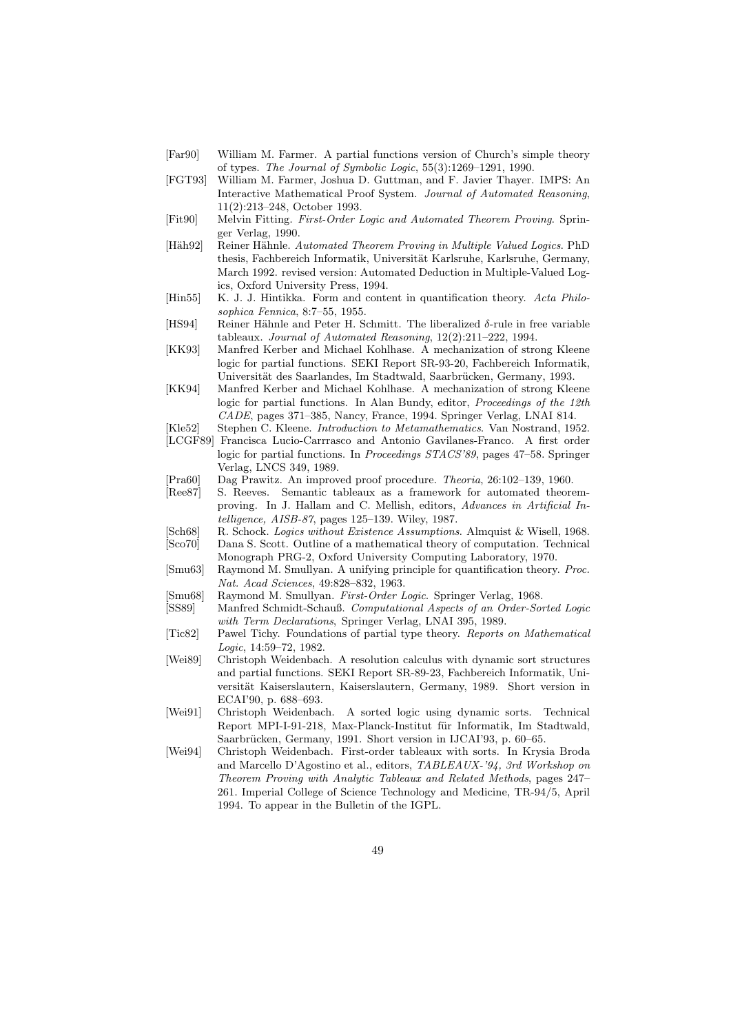- [Far90] William M. Farmer. A partial functions version of Church's simple theory of types. *The Journal of Symbolic Logic*, 55(3):1269–1291, 1990.
- [FGT93] William M. Farmer, Joshua D. Guttman, and F. Javier Thayer. IMPS: An Interactive Mathematical Proof System. *Journal of Automated Reasoning*, 11(2):213–248, October 1993.
- [Fit90] Melvin Fitting. *First-Order Logic and Automated Theorem Proving*. Springer Verlag, 1990.
- [Häh92] Reiner Hähnle. *Automated Theorem Proving in Multiple Valued Logics*. PhD thesis, Fachbereich Informatik, Universität Karlsruhe, Karlsruhe, Germany, March 1992. revised version: Automated Deduction in Multiple-Valued Logics, Oxford University Press, 1994.
- [Hin55] K. J. J. Hintikka. Form and content in quantification theory. *Acta Philosophica Fennica*, 8:7–55, 1955.
- [HS94] Reiner Hähnle and Peter H. Schmitt. The liberalized $\delta$-rule in free variable tableaux. *Journal of Automated Reasoning*, 12(2):211–222, 1994.
- [KK93] Manfred Kerber and Michael Kohlhase. A mechanization of strong Kleene logic for partial functions. SEKI Report SR-93-20, Fachbereich Informatik, Universität des Saarlandes, Im Stadtwald, Saarbrücken, Germany, 1993.
- [KK94] Manfred Kerber and Michael Kohlhase. A mechanization of strong Kleene logic for partial functions. In Alan Bundy, editor, *Proceedings of the 12th CADE*, pages 371–385, Nancy, France, 1994. Springer Verlag, LNAI 814.
- [Kle52] Stephen C. Kleene. *Introduction to Metamathematics*. Van Nostrand, 1952.
- [LCGF89] Francisca Lucio-Carrrasco and Antonio Gavilanes-Franco. A first order logic for partial functions. In *Proceedings STACS'89*, pages 47–58. Springer Verlag, LNCS 349, 1989.
- [Pra60] Dag Prawitz. An improved proof procedure. *Theoria*, 26:102–139, 1960.
- [Ree87] S. Reeves. Semantic tableaux as a framework for automated theorem-proving. In J. Hallam and C. Mellish, editors, *Advances in Artificial Intelligence, AISB-87*, pages 125–139. Wiley, 1987.
- [Sch68] R. Schock. *Logics without Existence Assumptions*. Almquist & Wisell, 1968.
- [Sco70] Dana S. Scott. Outline of a mathematical theory of computation. Technical Monograph PRG-2, Oxford University Computing Laboratory, 1970.
- [Smu63] Raymond M. Smullyan. A unifying principle for quantification theory. *Proc. Nat. Acad Sciences*, 49:828–832, 1963.
- [Smu68] Raymond M. Smullyan. *First-Order Logic*. Springer Verlag, 1968.
- [SS89] Manfred Schmidt-Schauß. *Computational Aspects of an Order-Sorted Logic with Term Declarations*, Springer Verlag, LNAI 395, 1989.
- [Tic82] Pawel Tichy. Foundations of partial type theory. *Reports on Mathematical Logic*, 14:59–72, 1982.
- [Wei89] Christoph Weidenbach. A resolution calculus with dynamic sort structures and partial functions. SEKI Report SR-89-23, Fachbereich Informatik, Universität Kaiserslautern, Kaiserslautern, Germany, 1989. Short version in ECAI'90, p. 688–693.
- [Wei91] Christoph Weidenbach. A sorted logic using dynamic sorts. Technical Report MPI-I-91-218, Max-Planck-Institut für Informatik, Im Stadtwald, Saarbrücken, Germany, 1991. Short version in IJCAI'93, p. 60–65.
- [Wei94] Christoph Weidenbach. First-order tableaux with sorts. In Krysia Broda and Marcello D'Agostino et al., editors, *TABLEAUX-'94, 3rd Workshop on Theorem Proving with Analytic Tableaux and Related Methods*, pages 247–261. Imperial College of Science Technology and Medicine, TR-94/5, April 1994. To appear in the Bulletin of the IGPL.